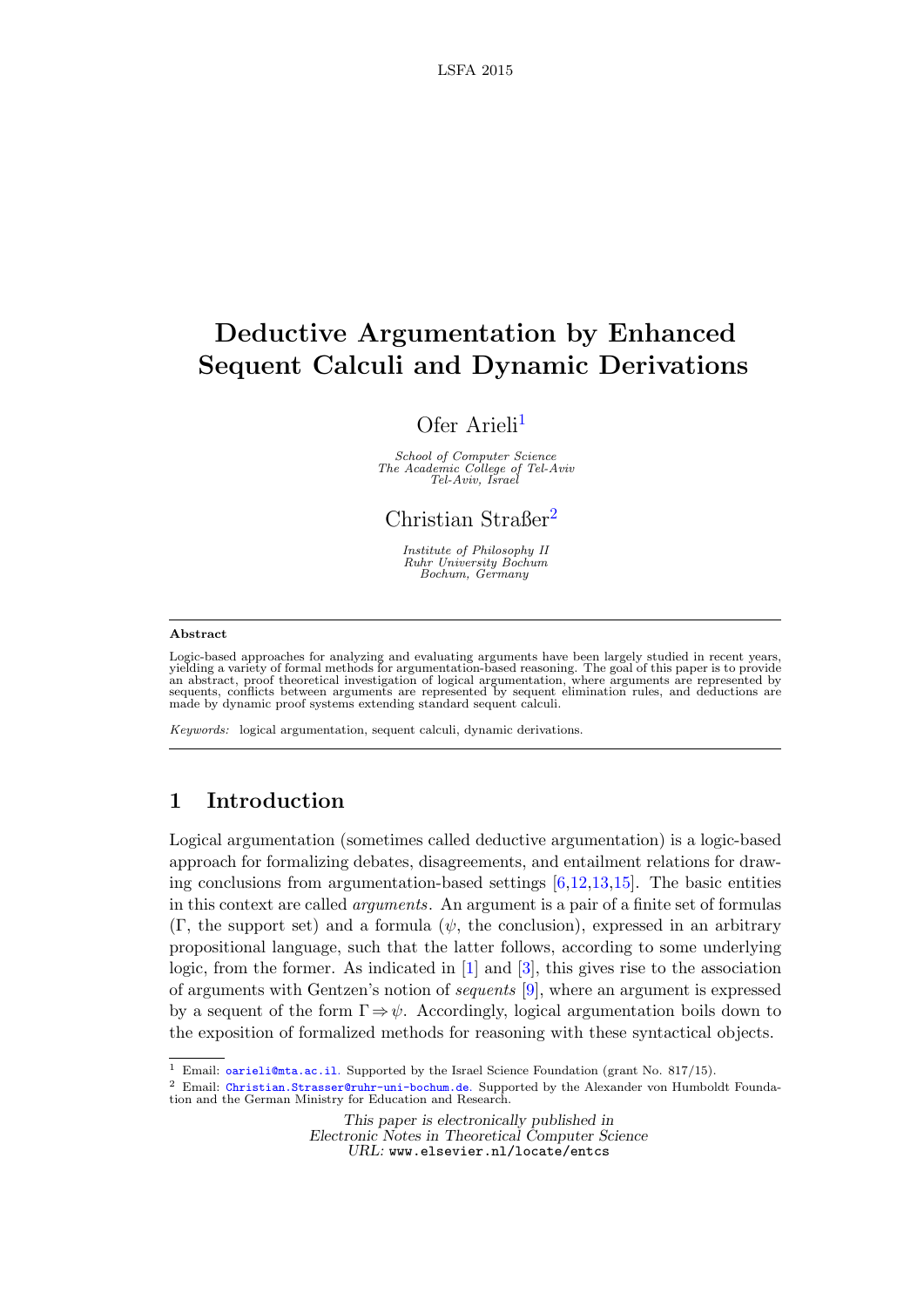# Deductive Argumentation by Enhanced Sequent Calculi and Dynamic Derivations

Ofer Arieli[1]

*School of Computer Science*
*The Academic College of Tel-Aviv*
*Tel-Aviv, Israel*

Christian Straßer[2]

*Institute of Philosophy II*
*Ruhr University Bochum*
*Bochum, Germany*

---

**Abstract**

Logic-based approaches for analyzing and evaluating arguments have been largely studied in recent years, yielding a variety of formal methods for argumentation-based reasoning. The goal of this paper is to provide an abstract, proof theoretical investigation of logical argumentation, where arguments are represented by sequents, conflicts between arguments are represented by sequent elimination rules, and deductions are made by dynamic proof systems extending standard sequent calculi.

*Keywords:* logical argumentation, sequent calculi, dynamic derivations.

---

## 1 Introduction

Logical argumentation (sometimes called deductive argumentation) is a logic-based approach for formalizing debates, disagreements, and entailment relations for drawing conclusions from argumentation-based settings [6,12,13,15]. The basic entities in this context are called *arguments*. An argument is a pair of a finite set of formulas ($\Gamma$, the support set) and a formula ($\psi$, the conclusion), expressed in an arbitrary propositional language, such that the latter follows, according to some underlying logic, from the former. As indicated in [1] and [3], this gives rise to the association of arguments with Gentzen's notion of *sequents* [9], where an argument is expressed by a sequent of the form $\Gamma \Rightarrow \psi$. Accordingly, logical argumentation boils down to the exposition of formalized methods for reasoning with these syntactical objects.

---

[1] Email: oarieli@mta.ac.il. Supported by the Israel Science Foundation (grant No. 817/15).

[2] Email: Christian.Strasser@ruhr-uni-bochum.de. Supported by the Alexander von Humboldt Foundation and the German Ministry for Education and Research.

This paper is electronically published in
Electronic Notes in Theoretical Computer Science
URL: www.elsevier.nl/locate/entcs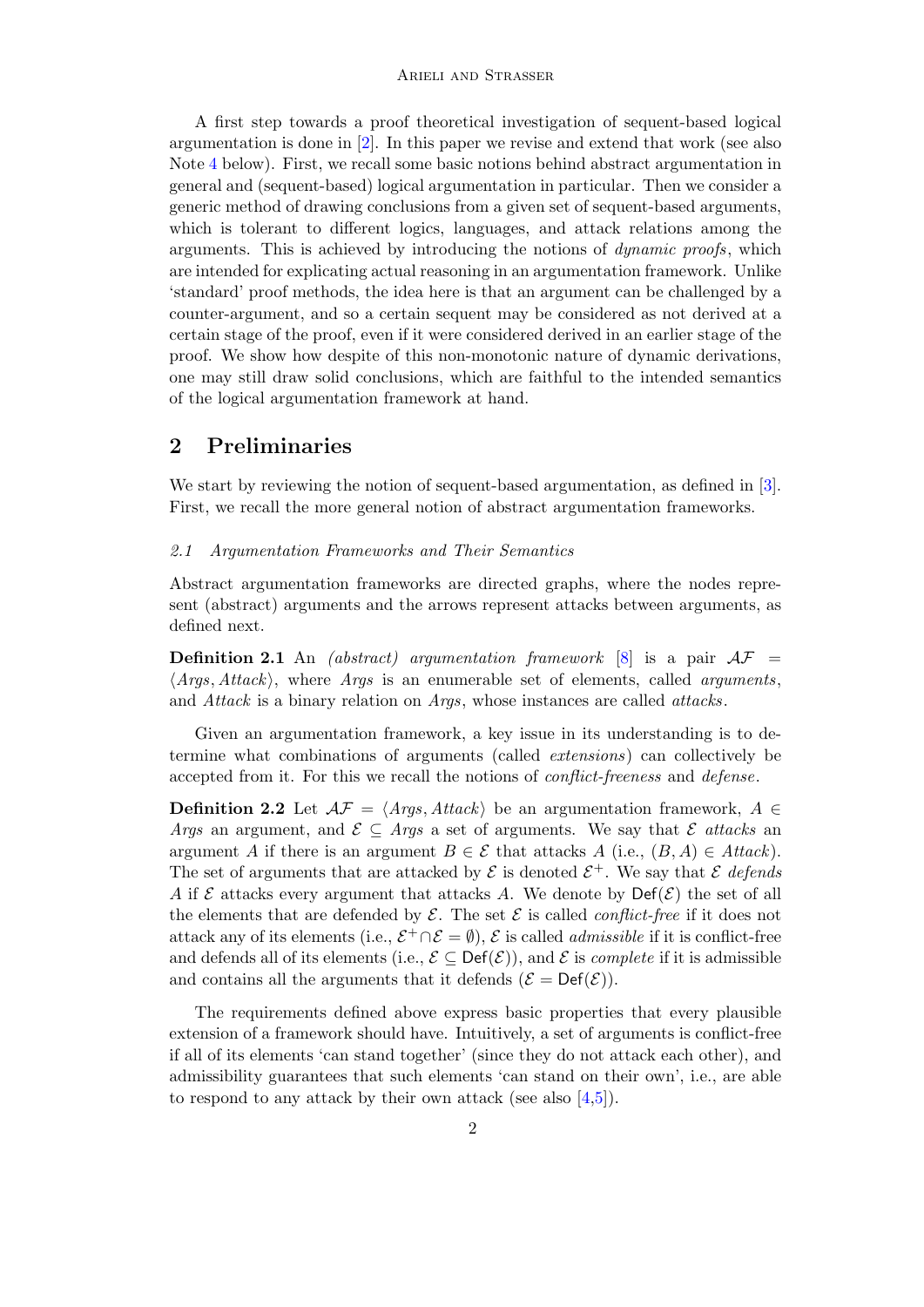A first step towards a proof theoretical investigation of sequent-based logical argumentation is done in [2]. In this paper we revise and extend that work (see also Note 4 below). First, we recall some basic notions behind abstract argumentation in general and (sequent-based) logical argumentation in particular. Then we consider a generic method of drawing conclusions from a given set of sequent-based arguments, which is tolerant to different logics, languages, and attack relations among the arguments. This is achieved by introducing the notions of *dynamic proofs*, which are intended for explicating actual reasoning in an argumentation framework. Unlike 'standard' proof methods, the idea here is that an argument can be challenged by a counter-argument, and so a certain sequent may be considered as not derived at a certain stage of the proof, even if it were considered derived in an earlier stage of the proof. We show how despite of this non-monotonic nature of dynamic derivations, one may still draw solid conclusions, which are faithful to the intended semantics of the logical argumentation framework at hand.

## 2 Preliminaries

We start by reviewing the notion of sequent-based argumentation, as defined in [3]. First, we recall the more general notion of abstract argumentation frameworks.

### *2.1 Argumentation Frameworks and Their Semantics*

Abstract argumentation frameworks are directed graphs, where the nodes represent (abstract) arguments and the arrows represent attacks between arguments, as defined next.

**Definition 2.1** An *(abstract) argumentation framework* [8] is a pair $\mathcal{AF} = \langle \mathit{Args}, \mathit{Attack} \rangle$, where *Args* is an enumerable set of elements, called *arguments*, and *Attack* is a binary relation on *Args*, whose instances are called *attacks*.

Given an argumentation framework, a key issue in its understanding is to determine what combinations of arguments (called *extensions*) can collectively be accepted from it. For this we recall the notions of *conflict-freeness* and *defense*.

**Definition 2.2** Let $\mathcal{AF} = \langle \mathit{Args}, \mathit{Attack} \rangle$ be an argumentation framework, $A \in \mathit{Args}$ an argument, and $\mathcal{E} \subseteq \mathit{Args}$ a set of arguments. We say that $\mathcal{E}$ *attacks* an argument $A$ if there is an argument $B \in \mathcal{E}$ that attacks $A$ (i.e., $(B, A) \in \mathit{Attack}$). The set of arguments that are attacked by $\mathcal{E}$ is denoted $\mathcal{E}^+$. We say that $\mathcal{E}$ *defends* $A$ if $\mathcal{E}$ attacks every argument that attacks $A$. We denote by $\mathsf{Def}(\mathcal{E})$ the set of all the elements that are defended by $\mathcal{E}$. The set $\mathcal{E}$ is called *conflict-free* if it does not attack any of its elements (i.e., $\mathcal{E}^+ \cap \mathcal{E} = \emptyset$), $\mathcal{E}$ is called *admissible* if it is conflict-free and defends all of its elements (i.e., $\mathcal{E} \subseteq \mathsf{Def}(\mathcal{E})$), and $\mathcal{E}$ is *complete* if it is admissible and contains all the arguments that it defends ($\mathcal{E} = \mathsf{Def}(\mathcal{E})$).

The requirements defined above express basic properties that every plausible extension of a framework should have. Intuitively, a set of arguments is conflict-free if all of its elements 'can stand together' (since they do not attack each other), and admissibility guarantees that such elements 'can stand on their own', i.e., are able to respond to any attack by their own attack (see also [4,5]).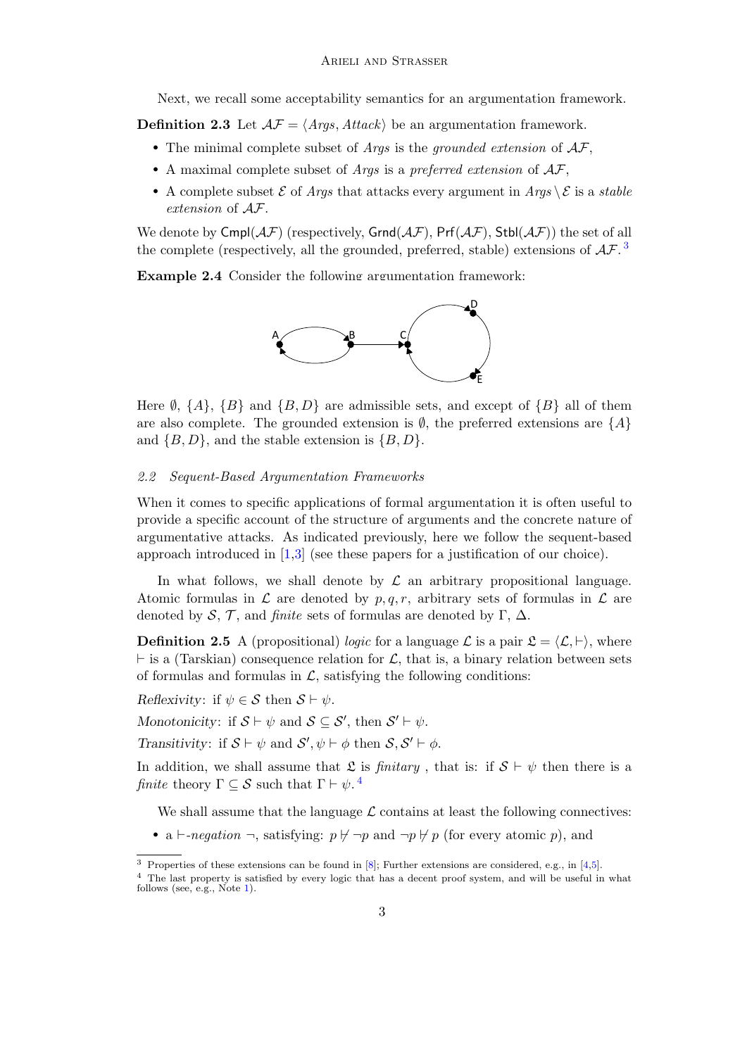Next, we recall some acceptability semantics for an argumentation framework.

**Definition 2.3** Let $\mathcal{AF} = \langle Args, Attack \rangle$ be an argumentation framework.

- The minimal complete subset of $Args$ is the *grounded extension* of $\mathcal{AF}$,
- A maximal complete subset of $Args$ is a *preferred extension* of $\mathcal{AF}$,
- A complete subset $\mathcal{E}$ of $Args$ that attacks every argument in $Args \setminus \mathcal{E}$ is a *stable extension* of $\mathcal{AF}$.

We denote by $\mathsf{Cmpl}(\mathcal{AF})$ (respectively, $\mathsf{Grnd}(\mathcal{AF})$, $\mathsf{Prf}(\mathcal{AF})$, $\mathsf{Stbl}(\mathcal{AF})$) the set of all the complete (respectively, all the grounded, preferred, stable) extensions of $\mathcal{AF}$. [3]

**Example 2.4** Consider the following argumentation framework:

Here $\emptyset$, $\{A\}$, $\{B\}$ and $\{B, D\}$ are admissible sets, and except of $\{B\}$ all of them are also complete. The grounded extension is $\emptyset$, the preferred extensions are $\{A\}$ and $\{B, D\}$, and the stable extension is $\{B, D\}$.

### 2.2 Sequent-Based Argumentation Frameworks

When it comes to specific applications of formal argumentation it is often useful to provide a specific account of the structure of arguments and the concrete nature of argumentative attacks. As indicated previously, here we follow the sequent-based approach introduced in [1,3] (see these papers for a justification of our choice).

In what follows, we shall denote by $\mathcal{L}$ an arbitrary propositional language. Atomic formulas in $\mathcal{L}$ are denoted by $p, q, r$, arbitrary sets of formulas in $\mathcal{L}$ are denoted by $\mathcal{S}$, $\mathcal{T}$, and *finite* sets of formulas are denoted by $\Gamma$, $\Delta$.

**Definition 2.5** A (propositional) *logic* for a language $\mathcal{L}$ is a pair $\mathfrak{L} = \langle \mathcal{L}, \vdash \rangle$, where $\vdash$ is a (Tarskian) consequence relation for $\mathcal{L}$, that is, a binary relation between sets of formulas and formulas in $\mathcal{L}$, satisfying the following conditions:

*Reflexivity*: if $\psi \in \mathcal{S}$ then $\mathcal{S} \vdash \psi$.

*Monotonicity*: if $\mathcal{S} \vdash \psi$ and $\mathcal{S} \subseteq \mathcal{S}'$, then $\mathcal{S}' \vdash \psi$.

*Transitivity*: if $\mathcal{S} \vdash \psi$ and $\mathcal{S}', \psi \vdash \phi$ then $\mathcal{S}, \mathcal{S}' \vdash \phi$.

In addition, we shall assume that $\mathfrak{L}$ is *finitary*, that is: if $\mathcal{S} \vdash \psi$ then there is a *finite* theory $\Gamma \subseteq \mathcal{S}$ such that $\Gamma \vdash \psi$. [4]

We shall assume that the language $\mathcal{L}$ contains at least the following connectives:

- a $\vdash$-*negation* $\neg$, satisfying: $p \nvdash \neg p$ and $\neg p \nvdash p$ (for every atomic $p$), and

[3] Properties of these extensions can be found in [8]; Further extensions are considered, e.g., in [4,5].

[4] The last property is satisfied by every logic that has a decent proof system, and will be useful in what follows (see, e.g., Note 1).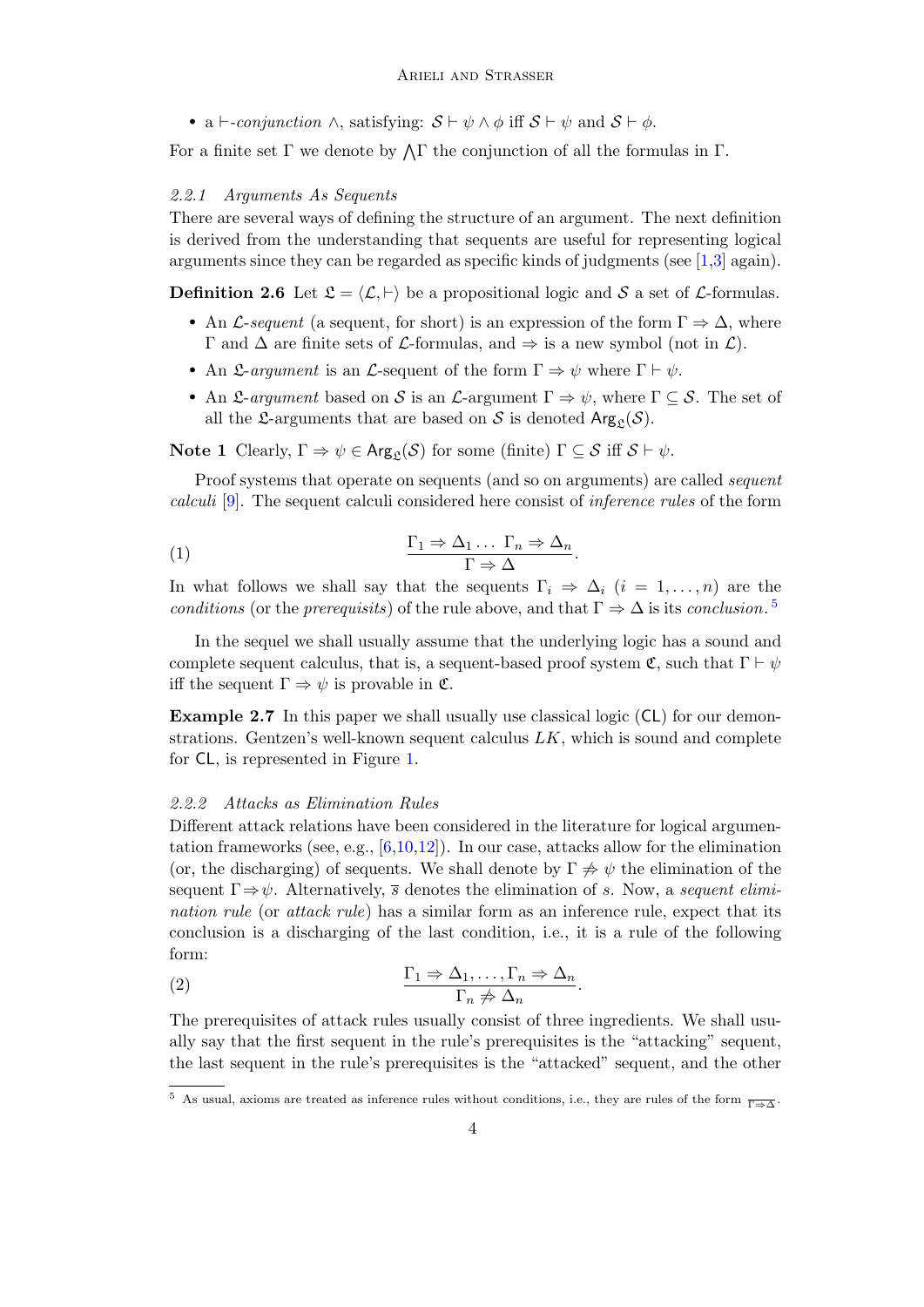- a $\vdash$-*conjunction* $\wedge$, satisfying: $\mathcal{S} \vdash \psi \wedge \phi$ iff $\mathcal{S} \vdash \psi$ and $\mathcal{S} \vdash \phi$.

For a finite set $\Gamma$ we denote by $\bigwedge\Gamma$ the conjunction of all the formulas in $\Gamma$.

#### *2.2.1 Arguments As Sequents*

There are several ways of defining the structure of an argument. The next definition is derived from the understanding that sequents are useful for representing logical arguments since they can be regarded as specific kinds of judgments (see [1,3] again).

**Definition 2.6** Let $\mathfrak{L} = \langle \mathcal{L}, \vdash \rangle$ be a propositional logic and $\mathcal{S}$ a set of $\mathcal{L}$-formulas.

- An $\mathcal{L}$-*sequent* (a sequent, for short) is an expression of the form $\Gamma \Rightarrow \Delta$, where $\Gamma$ and $\Delta$ are finite sets of $\mathcal{L}$-formulas, and $\Rightarrow$ is a new symbol (not in $\mathcal{L}$).
- An $\mathfrak{L}$-*argument* is an $\mathcal{L}$-sequent of the form $\Gamma \Rightarrow \psi$ where $\Gamma \vdash \psi$.
- An $\mathfrak{L}$-*argument* based on $\mathcal{S}$ is an $\mathcal{L}$-argument $\Gamma \Rightarrow \psi$, where $\Gamma \subseteq \mathcal{S}$. The set of all the $\mathfrak{L}$-arguments that are based on $\mathcal{S}$ is denoted $\mathsf{Arg}_{\mathfrak{L}}(\mathcal{S})$.

**Note 1** Clearly, $\Gamma \Rightarrow \psi \in \mathsf{Arg}_{\mathfrak{L}}(\mathcal{S})$ for some (finite) $\Gamma \subseteq \mathcal{S}$ iff $\mathcal{S} \vdash \psi$.

Proof systems that operate on sequents (and so on arguments) are called *sequent calculi* [9]. The sequent calculi considered here consist of *inference rules* of the form

$$\frac{\Gamma_1 \Rightarrow \Delta_1 \ldots \;\; \Gamma_n \Rightarrow \Delta_n}{\Gamma \Rightarrow \Delta}. \tag{1}$$

In what follows we shall say that the sequents $\Gamma_i \Rightarrow \Delta_i$ $(i = 1, \ldots, n)$ are the *conditions* (or the *prerequisits*) of the rule above, and that $\Gamma \Rightarrow \Delta$ is its *conclusion*.[5]

In the sequel we shall usually assume that the underlying logic has a sound and complete sequent calculus, that is, a sequent-based proof system $\mathfrak{C}$, such that $\Gamma \vdash \psi$ iff the sequent $\Gamma \Rightarrow \psi$ is provable in $\mathfrak{C}$.

**Example 2.7** In this paper we shall usually use classical logic ($\mathsf{CL}$) for our demonstrations. Gentzen's well-known sequent calculus $LK$, which is sound and complete for $\mathsf{CL}$, is represented in Figure 1.

#### *2.2.2 Attacks as Elimination Rules*

Different attack relations have been considered in the literature for logical argumentation frameworks (see, e.g., [6,10,12]). In our case, attacks allow for the elimination (or, the discharging) of sequents. We shall denote by $\Gamma \not\Rightarrow \psi$ the elimination of the sequent $\Gamma \Rightarrow \psi$. Alternatively, $\overline{s}$ denotes the elimination of $s$. Now, a *sequent elimination rule* (or *attack rule*) has a similar form as an inference rule, expect that its conclusion is a discharging of the last condition, i.e., it is a rule of the following form:

$$\frac{\Gamma_1 \Rightarrow \Delta_1, \ldots, \Gamma_n \Rightarrow \Delta_n}{\Gamma_n \not\Rightarrow \Delta_n}. \tag{2}$$

The prerequisites of attack rules usually consist of three ingredients. We shall usually say that the first sequent in the rule's prerequisites is the "attacking" sequent, the last sequent in the rule's prerequisites is the "attacked" sequent, and the other

---

[5] As usual, axioms are treated as inference rules without conditions, i.e., they are rules of the form $\frac{}{\Gamma \Rightarrow \Delta}$.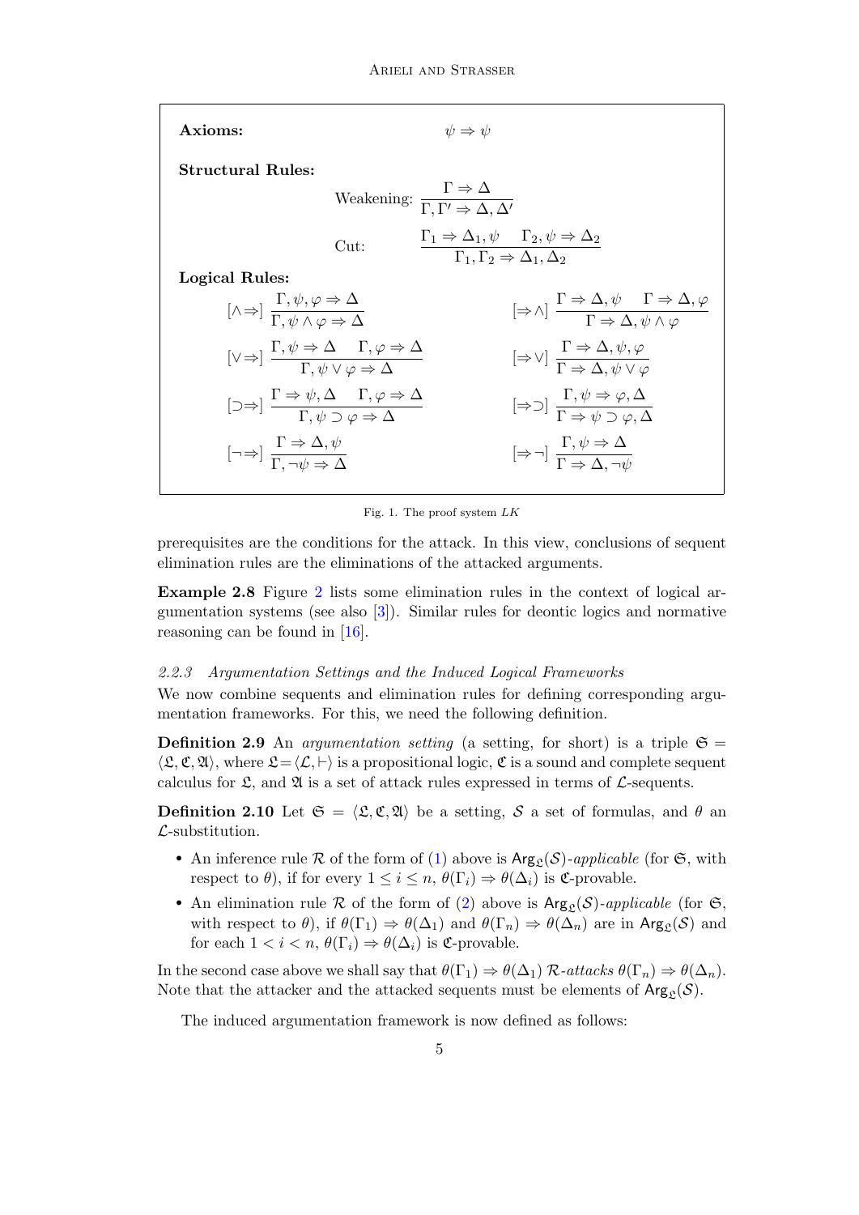**Axioms:** $\psi \Rightarrow \psi$

**Structural Rules:**

Weakening: $\dfrac{\Gamma \Rightarrow \Delta}{\Gamma, \Gamma' \Rightarrow \Delta, \Delta'}$

Cut: $\dfrac{\Gamma_1 \Rightarrow \Delta_1, \psi \quad \Gamma_2, \psi \Rightarrow \Delta_2}{\Gamma_1, \Gamma_2 \Rightarrow \Delta_1, \Delta_2}$

**Logical Rules:**

$[\wedge\Rightarrow]\ \dfrac{\Gamma, \psi, \varphi \Rightarrow \Delta}{\Gamma, \psi \wedge \varphi \Rightarrow \Delta}$ $\qquad$ $[\Rightarrow\wedge]\ \dfrac{\Gamma \Rightarrow \Delta, \psi \quad \Gamma \Rightarrow \Delta, \varphi}{\Gamma \Rightarrow \Delta, \psi \wedge \varphi}$

$[\vee\Rightarrow]\ \dfrac{\Gamma, \psi \Rightarrow \Delta \quad \Gamma, \varphi \Rightarrow \Delta}{\Gamma, \psi \vee \varphi \Rightarrow \Delta}$ $\qquad$ $[\Rightarrow\vee]\ \dfrac{\Gamma \Rightarrow \Delta, \psi, \varphi}{\Gamma \Rightarrow \Delta, \psi \vee \varphi}$

$[\supset\Rightarrow]\ \dfrac{\Gamma \Rightarrow \psi, \Delta \quad \Gamma, \varphi \Rightarrow \Delta}{\Gamma, \psi \supset \varphi \Rightarrow \Delta}$ $\qquad$ $[\Rightarrow\supset]\ \dfrac{\Gamma, \psi \Rightarrow \varphi, \Delta}{\Gamma \Rightarrow \psi \supset \varphi, \Delta}$

$[\neg\Rightarrow]\ \dfrac{\Gamma \Rightarrow \Delta, \psi}{\Gamma, \neg\psi \Rightarrow \Delta}$ $\qquad$ $[\Rightarrow\neg]\ \dfrac{\Gamma, \psi \Rightarrow \Delta}{\Gamma \Rightarrow \Delta, \neg\psi}$

Fig. 1. The proof system $LK$

prerequisites are the conditions for the attack. In this view, conclusions of sequent elimination rules are the eliminations of the attacked arguments.

**Example 2.8** Figure 2 lists some elimination rules in the context of logical argumentation systems (see also [3]). Similar rules for deontic logics and normative reasoning can be found in [16].

### 2.2.3 *Argumentation Settings and the Induced Logical Frameworks*

We now combine sequents and elimination rules for defining corresponding argumentation frameworks. For this, we need the following definition.

**Definition 2.9** An *argumentation setting* (a setting, for short) is a triple $\mathfrak{S} = \langle \mathfrak{L}, \mathfrak{C}, \mathfrak{A} \rangle$, where $\mathfrak{L} = \langle \mathcal{L}, \vdash \rangle$ is a propositional logic, $\mathfrak{C}$ is a sound and complete sequent calculus for $\mathfrak{L}$, and $\mathfrak{A}$ is a set of attack rules expressed in terms of $\mathcal{L}$-sequents.

**Definition 2.10** Let $\mathfrak{S} = \langle \mathfrak{L}, \mathfrak{C}, \mathfrak{A} \rangle$ be a setting, $\mathcal{S}$ a set of formulas, and $\theta$ an $\mathcal{L}$-substitution.

- An inference rule $\mathcal{R}$ of the form of (1) above is $\mathsf{Arg}_{\mathfrak{L}}(\mathcal{S})$-*applicable* (for $\mathfrak{S}$, with respect to $\theta$), if for every $1 \leq i \leq n$, $\theta(\Gamma_i) \Rightarrow \theta(\Delta_i)$ is $\mathfrak{C}$-provable.
- An elimination rule $\mathcal{R}$ of the form of (2) above is $\mathsf{Arg}_{\mathfrak{L}}(\mathcal{S})$-*applicable* (for $\mathfrak{S}$, with respect to $\theta$), if $\theta(\Gamma_1) \Rightarrow \theta(\Delta_1)$ and $\theta(\Gamma_n) \Rightarrow \theta(\Delta_n)$ are in $\mathsf{Arg}_{\mathfrak{L}}(\mathcal{S})$ and for each $1 < i < n$, $\theta(\Gamma_i) \Rightarrow \theta(\Delta_i)$ is $\mathfrak{C}$-provable.

In the second case above we shall say that $\theta(\Gamma_1) \Rightarrow \theta(\Delta_1)$ $\mathcal{R}$-*attacks* $\theta(\Gamma_n) \Rightarrow \theta(\Delta_n)$. Note that the attacker and the attacked sequents must be elements of $\mathsf{Arg}_{\mathfrak{L}}(\mathcal{S})$.

The induced argumentation framework is now defined as follows: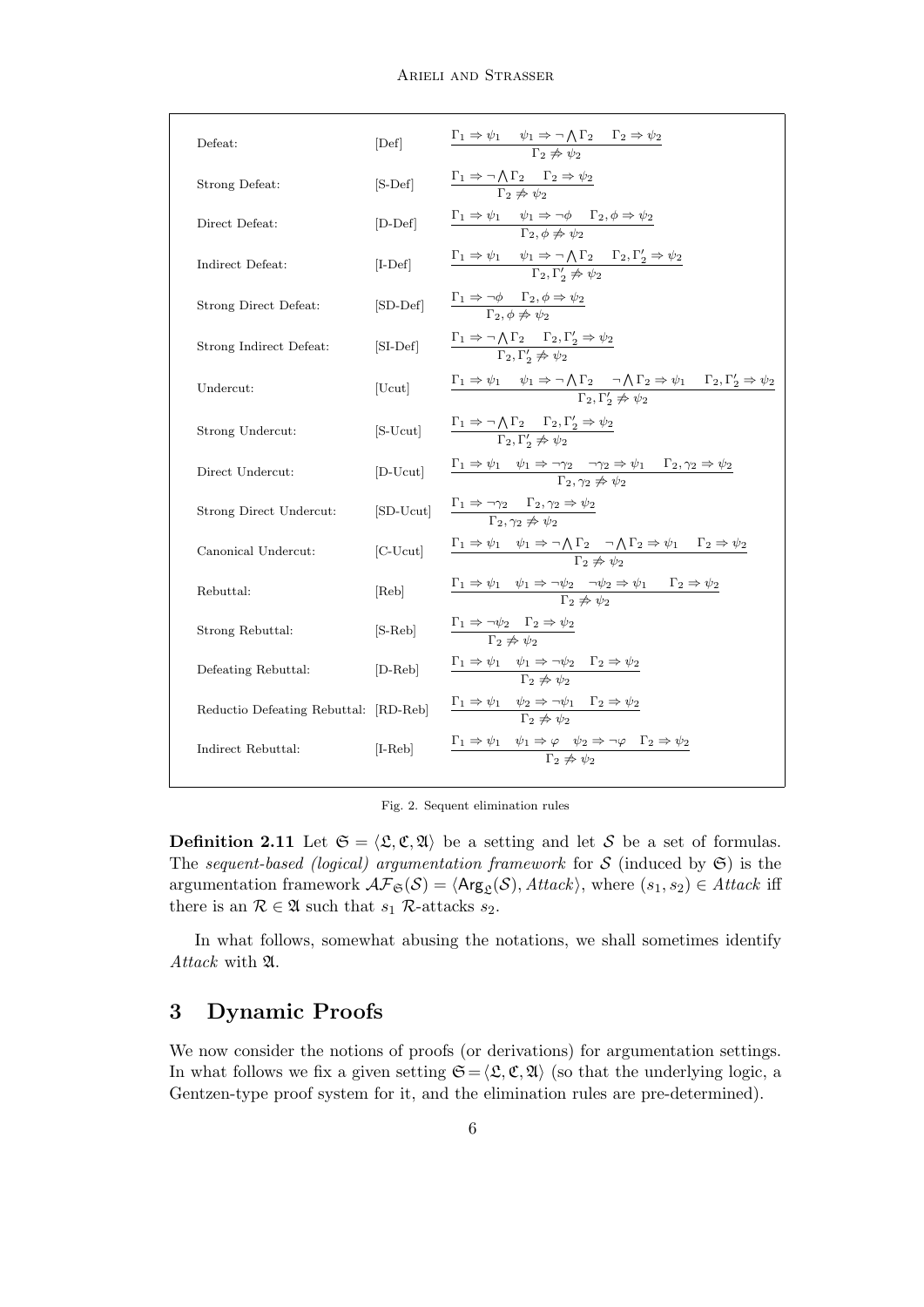| | | |
|---|---|---|
| Defeat: | [Def] | $\dfrac{\Gamma_1 \Rightarrow \psi_1 \quad \psi_1 \Rightarrow \neg \bigwedge \Gamma_2 \quad \Gamma_2 \Rightarrow \psi_2}{\Gamma_2 \not\Rightarrow \psi_2}$ |
| Strong Defeat: | [S-Def] | $\dfrac{\Gamma_1 \Rightarrow \neg \bigwedge \Gamma_2 \quad \Gamma_2 \Rightarrow \psi_2}{\Gamma_2 \not\Rightarrow \psi_2}$ |
| Direct Defeat: | [D-Def] | $\dfrac{\Gamma_1 \Rightarrow \psi_1 \quad \psi_1 \Rightarrow \neg \phi \quad \Gamma_2, \phi \Rightarrow \psi_2}{\Gamma_2, \phi \not\Rightarrow \psi_2}$ |
| Indirect Defeat: | [I-Def] | $\dfrac{\Gamma_1 \Rightarrow \psi_1 \quad \psi_1 \Rightarrow \neg \bigwedge \Gamma_2 \quad \Gamma_2, \Gamma_2' \Rightarrow \psi_2}{\Gamma_2, \Gamma_2' \not\Rightarrow \psi_2}$ |
| Strong Direct Defeat: | [SD-Def] | $\dfrac{\Gamma_1 \Rightarrow \neg \phi \quad \Gamma_2, \phi \Rightarrow \psi_2}{\Gamma_2, \phi \not\Rightarrow \psi_2}$ |
| Strong Indirect Defeat: | [SI-Def] | $\dfrac{\Gamma_1 \Rightarrow \neg \bigwedge \Gamma_2 \quad \Gamma_2, \Gamma_2' \Rightarrow \psi_2}{\Gamma_2, \Gamma_2' \not\Rightarrow \psi_2}$ |
| Undercut: | [Ucut] | $\dfrac{\Gamma_1 \Rightarrow \psi_1 \quad \psi_1 \Rightarrow \neg \bigwedge \Gamma_2 \quad \neg \bigwedge \Gamma_2 \Rightarrow \psi_1 \quad \Gamma_2, \Gamma_2' \Rightarrow \psi_2}{\Gamma_2, \Gamma_2' \not\Rightarrow \psi_2}$ |
| Strong Undercut: | [S-Ucut] | $\dfrac{\Gamma_1 \Rightarrow \neg \bigwedge \Gamma_2 \quad \Gamma_2, \Gamma_2' \Rightarrow \psi_2}{\Gamma_2, \Gamma_2' \not\Rightarrow \psi_2}$ |
| Direct Undercut: | [D-Ucut] | $\dfrac{\Gamma_1 \Rightarrow \psi_1 \quad \psi_1 \Rightarrow \neg \gamma_2 \quad \neg \gamma_2 \Rightarrow \psi_1 \quad \Gamma_2, \gamma_2 \Rightarrow \psi_2}{\Gamma_2, \gamma_2 \not\Rightarrow \psi_2}$ |
| Strong Direct Undercut: | [SD-Ucut] | $\dfrac{\Gamma_1 \Rightarrow \neg \gamma_2 \quad \Gamma_2, \gamma_2 \Rightarrow \psi_2}{\Gamma_2, \gamma_2 \not\Rightarrow \psi_2}$ |
| Canonical Undercut: | [C-Ucut] | $\dfrac{\Gamma_1 \Rightarrow \psi_1 \quad \psi_1 \Rightarrow \neg \bigwedge \Gamma_2 \quad \neg \bigwedge \Gamma_2 \Rightarrow \psi_1 \quad \Gamma_2 \Rightarrow \psi_2}{\Gamma_2 \not\Rightarrow \psi_2}$ |
| Rebuttal: | [Reb] | $\dfrac{\Gamma_1 \Rightarrow \psi_1 \quad \psi_1 \Rightarrow \neg \psi_2 \quad \neg \psi_2 \Rightarrow \psi_1 \quad \Gamma_2 \Rightarrow \psi_2}{\Gamma_2 \not\Rightarrow \psi_2}$ |
| Strong Rebuttal: | [S-Reb] | $\dfrac{\Gamma_1 \Rightarrow \neg \psi_2 \quad \Gamma_2 \Rightarrow \psi_2}{\Gamma_2 \not\Rightarrow \psi_2}$ |
| Defeating Rebuttal: | [D-Reb] | $\dfrac{\Gamma_1 \Rightarrow \psi_1 \quad \psi_1 \Rightarrow \neg \psi_2 \quad \Gamma_2 \Rightarrow \psi_2}{\Gamma_2 \not\Rightarrow \psi_2}$ |
| Reductio Defeating Rebuttal: | [RD-Reb] | $\dfrac{\Gamma_1 \Rightarrow \psi_1 \quad \psi_2 \Rightarrow \neg \psi_1 \quad \Gamma_2 \Rightarrow \psi_2}{\Gamma_2 \not\Rightarrow \psi_2}$ |
| Indirect Rebuttal: | [I-Reb] | $\dfrac{\Gamma_1 \Rightarrow \psi_1 \quad \psi_1 \Rightarrow \varphi \quad \psi_2 \Rightarrow \neg \varphi \quad \Gamma_2 \Rightarrow \psi_2}{\Gamma_2 \not\Rightarrow \psi_2}$ |

Fig. 2. Sequent elimination rules

**Definition 2.11** Let $\mathfrak{S} = \langle \mathfrak{L}, \mathfrak{C}, \mathfrak{A} \rangle$ be a setting and let $\mathcal{S}$ be a set of formulas. The *sequent-based (logical) argumentation framework* for $\mathcal{S}$ (induced by $\mathfrak{S}$) is the argumentation framework $\mathcal{AF}_{\mathfrak{S}}(\mathcal{S}) = \langle \mathsf{Arg}_{\mathfrak{L}}(\mathcal{S}), Attack \rangle$, where $(s_1, s_2) \in Attack$ iff there is an $\mathcal{R} \in \mathfrak{A}$ such that $s_1$ $\mathcal{R}$-attacks $s_2$.

In what follows, somewhat abusing the notations, we shall sometimes identify *Attack* with $\mathfrak{A}$.

## 3 Dynamic Proofs

We now consider the notions of proofs (or derivations) for argumentation settings. In what follows we fix a given setting $\mathfrak{S} = \langle \mathfrak{L}, \mathfrak{C}, \mathfrak{A} \rangle$ (so that the underlying logic, a Gentzen-type proof system for it, and the elimination rules are pre-determined).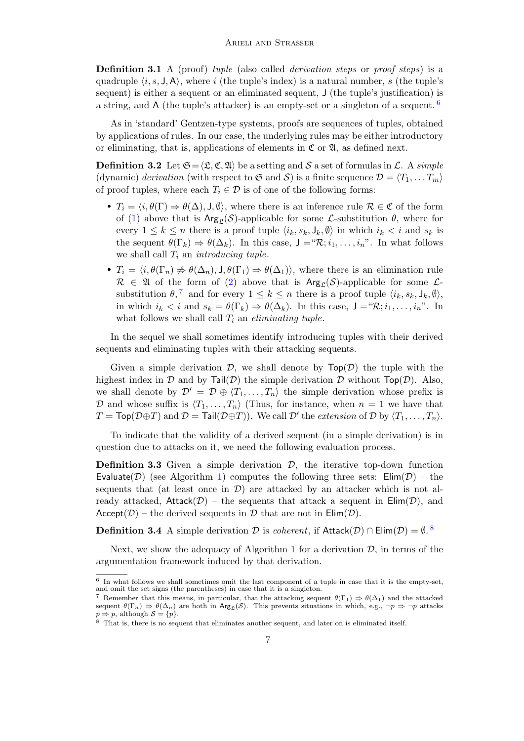**Definition 3.1** A (proof) *tuple* (also called *derivation steps* or *proof steps*) is a quadruple $\langle i, s, \mathsf{J}, \mathsf{A}\rangle$, where $i$ (the tuple's index) is a natural number, $s$ (the tuple's sequent) is either a sequent or an eliminated sequent, $\mathsf{J}$ (the tuple's justification) is a string, and $\mathsf{A}$ (the tuple's attacker) is an empty-set or a singleton of a sequent.[6]

As in 'standard' Gentzen-type systems, proofs are sequences of tuples, obtained by applications of rules. In our case, the underlying rules may be either introductory or eliminating, that is, applications of elements in $\mathfrak{C}$ or $\mathfrak{A}$, as defined next.

**Definition 3.2** Let $\mathfrak{S} = \langle \mathfrak{L}, \mathfrak{C}, \mathfrak{A}\rangle$ be a setting and $\mathcal{S}$ a set of formulas in $\mathcal{L}$. A *simple* (dynamic) *derivation* (with respect to $\mathfrak{S}$ and $\mathcal{S}$) is a finite sequence $\mathcal{D} = \langle T_1, \dots T_m\rangle$ of proof tuples, where each $T_i \in \mathcal{D}$ is of one of the following forms:

- $T_i = \langle i, \theta(\Gamma) \Rightarrow \theta(\Delta), \mathsf{J}, \emptyset\rangle$, where there is an inference rule $\mathcal{R} \in \mathfrak{C}$ of the form of (1) above that is $\mathsf{Arg}_{\mathfrak{L}}(\mathcal{S})$-applicable for some $\mathcal{L}$-substitution $\theta$, where for every $1 \leq k \leq n$ there is a proof tuple $\langle i_k, s_k, \mathsf{J}_k, \emptyset\rangle$ in which $i_k < i$ and $s_k$ is the sequent $\theta(\Gamma_k) \Rightarrow \theta(\Delta_k)$. In this case, $\mathsf{J} =$"$\mathcal{R}; i_1, \dots, i_n$". In what follows we shall call $T_i$ an *introducing tuple*.
- $T_i = \langle i, \theta(\Gamma_n) \not\Rightarrow \theta(\Delta_n), \mathsf{J}, \theta(\Gamma_1) \Rightarrow \theta(\Delta_1)\rangle$, where there is an elimination rule $\mathcal{R} \in \mathfrak{A}$ of the form of (2) above that is $\mathsf{Arg}_{\mathfrak{L}}(\mathcal{S})$-applicable for some $\mathcal{L}$-substitution $\theta$,[7] and for every $1 \leq k \leq n$ there is a proof tuple $\langle i_k, s_k, \mathsf{J}_k, \emptyset\rangle$, in which $i_k < i$ and $s_k = \theta(\Gamma_k) \Rightarrow \theta(\Delta_k)$. In this case, $\mathsf{J} =$"$\mathcal{R}; i_1, \dots, i_n$". In what follows we shall call $T_i$ an *eliminating tuple*.

In the sequel we shall sometimes identify introducing tuples with their derived sequents and eliminating tuples with their attacking sequents.

Given a simple derivation $\mathcal{D}$, we shall denote by $\mathsf{Top}(\mathcal{D})$ the tuple with the highest index in $\mathcal{D}$ and by $\mathsf{Tail}(\mathcal{D})$ the simple derivation $\mathcal{D}$ without $\mathsf{Top}(\mathcal{D})$. Also, we shall denote by $\mathcal{D}' = \mathcal{D} \oplus \langle T_1, \dots, T_n\rangle$ the simple derivation whose prefix is $\mathcal{D}$ and whose suffix is $\langle T_1, \dots, T_n\rangle$ (Thus, for instance, when $n = 1$ we have that $T = \mathsf{Top}(\mathcal{D} \oplus T)$ and $\mathcal{D} = \mathsf{Tail}(\mathcal{D} \oplus T)$). We call $\mathcal{D}'$ the *extension* of $\mathcal{D}$ by $\langle T_1, \dots, T_n\rangle$.

To indicate that the validity of a derived sequent (in a simple derivation) is in question due to attacks on it, we need the following evaluation process.

**Definition 3.3** Given a simple derivation $\mathcal{D}$, the iterative top-down function $\mathsf{Evaluate}(\mathcal{D})$ (see Algorithm 1) computes the following three sets: $\mathsf{Elim}(\mathcal{D})$ – the sequents that (at least once in $\mathcal{D}$) are attacked by an attacker which is not already attacked, $\mathsf{Attack}(\mathcal{D})$ – the sequents that attack a sequent in $\mathsf{Elim}(\mathcal{D})$, and $\mathsf{Accept}(\mathcal{D})$ – the derived sequents in $\mathcal{D}$ that are not in $\mathsf{Elim}(\mathcal{D})$.

**Definition 3.4** A simple derivation $\mathcal{D}$ is *coherent*, if $\mathsf{Attack}(\mathcal{D}) \cap \mathsf{Elim}(\mathcal{D}) = \emptyset$.[8]

Next, we show the adequacy of Algorithm 1 for a derivation $\mathcal{D}$, in terms of the argumentation framework induced by that derivation.

---

[6] In what follows we shall sometimes omit the last component of a tuple in case that it is the empty-set, and omit the set signs (the parentheses) in case that it is a singleton.

[7] Remember that this means, in particular, that the attacking sequent $\theta(\Gamma_1) \Rightarrow \theta(\Delta_1)$ and the attacked sequent $\theta(\Gamma_n) \Rightarrow \theta(\Delta_n)$ are both in $\mathsf{Arg}_{\mathfrak{L}}(\mathcal{S})$. This prevents situations in which, e.g., $\neg p \Rightarrow \neg p$ attacks $p \Rightarrow p$, although $\mathcal{S} = \{p\}$.

[8] That is, there is no sequent that eliminates another sequent, and later on is eliminated itself.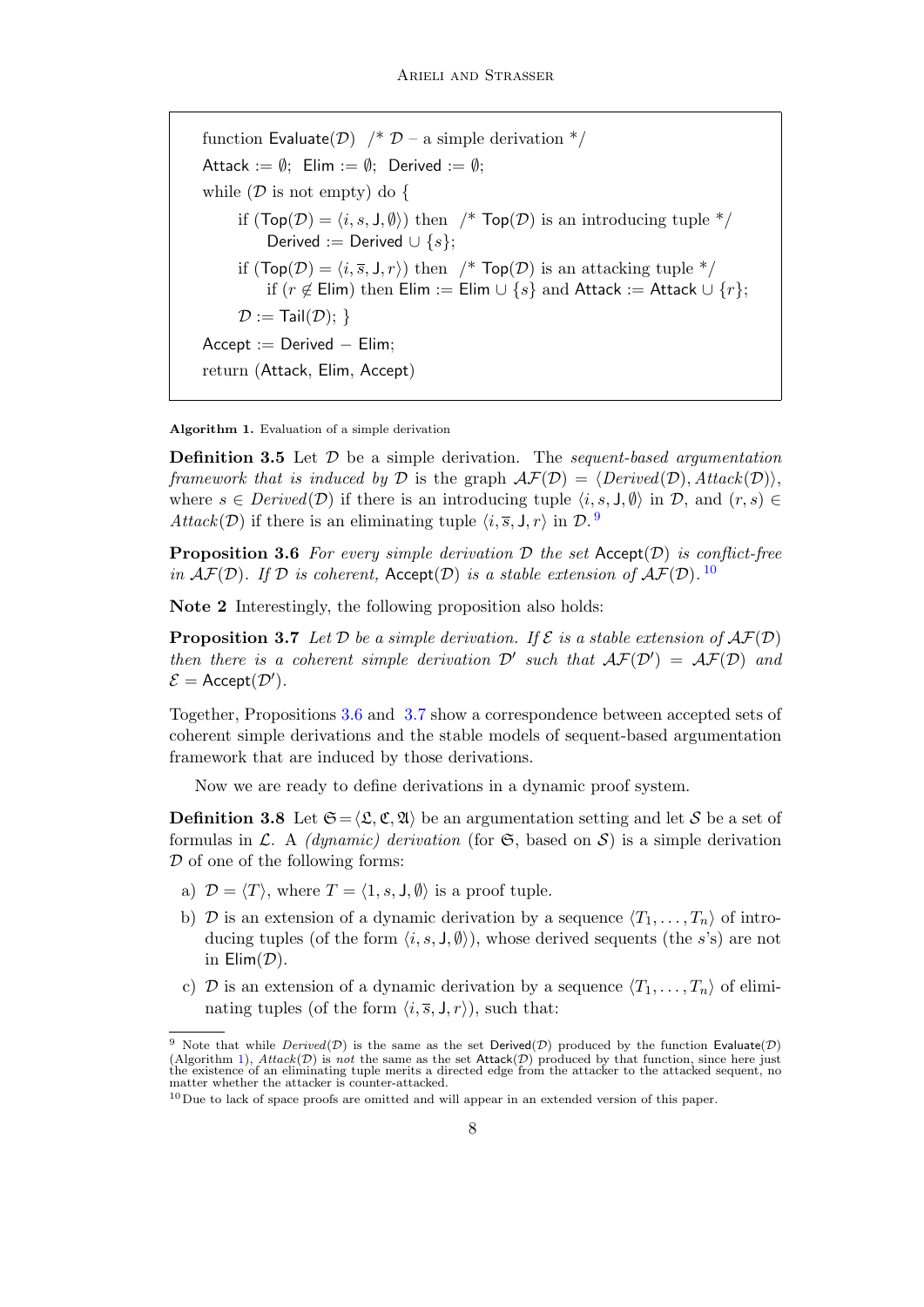```
function Evaluate(D)  /* D – a simple derivation */
Attack := ∅;  Elim := ∅;  Derived := ∅;
while (D is not empty) do {
    if (Top(D) = ⟨i, s, J, ∅⟩) then  /* Top(D) is an introducing tuple */
        Derived := Derived ∪ {s};
    if (Top(D) = ⟨i, s̄, J, r⟩) then  /* Top(D) is an attacking tuple */
        if (r ∉ Elim) then Elim := Elim ∪ {s} and Attack := Attack ∪ {r};
    D := Tail(D); }
Accept := Derived − Elim;
return (Attack, Elim, Accept)
```

**Algorithm 1.** Evaluation of a simple derivation

**Definition 3.5** Let $\mathcal{D}$ be a simple derivation. The *sequent-based argumentation framework that is induced by* $\mathcal{D}$ is the graph $\mathcal{AF}(\mathcal{D}) = \langle \mathit{Derived}(\mathcal{D}), \mathit{Attack}(\mathcal{D})\rangle$, where $s \in \mathit{Derived}(\mathcal{D})$ if there is an introducing tuple $\langle i, s, \mathsf{J}, \emptyset\rangle$ in $\mathcal{D}$, and $(r, s) \in \mathit{Attack}(\mathcal{D})$ if there is an eliminating tuple $\langle i, \overline{s}, \mathsf{J}, r\rangle$ in $\mathcal{D}$.[9]

**Proposition 3.6** *For every simple derivation $\mathcal{D}$ the set $\mathsf{Accept}(\mathcal{D})$ is conflict-free in $\mathcal{AF}(\mathcal{D})$. If $\mathcal{D}$ is coherent, $\mathsf{Accept}(\mathcal{D})$ is a stable extension of $\mathcal{AF}(\mathcal{D})$.*[10]

**Note 2** Interestingly, the following proposition also holds:

**Proposition 3.7** *Let $\mathcal{D}$ be a simple derivation. If $\mathcal{E}$ is a stable extension of $\mathcal{AF}(\mathcal{D})$ then there is a coherent simple derivation $\mathcal{D}'$ such that $\mathcal{AF}(\mathcal{D}') = \mathcal{AF}(\mathcal{D})$ and $\mathcal{E} = \mathsf{Accept}(\mathcal{D}')$.*

Together, Propositions 3.6 and 3.7 show a correspondence between accepted sets of coherent simple derivations and the stable models of sequent-based argumentation framework that are induced by those derivations.

Now we are ready to define derivations in a dynamic proof system.

**Definition 3.8** Let $\mathfrak{S} = \langle \mathfrak{L}, \mathfrak{C}, \mathfrak{A}\rangle$ be an argumentation setting and let $\mathcal{S}$ be a set of formulas in $\mathcal{L}$. A *(dynamic) derivation* (for $\mathfrak{S}$, based on $\mathcal{S}$) is a simple derivation $\mathcal{D}$ of one of the following forms:

a) $\mathcal{D} = \langle T\rangle$, where $T = \langle 1, s, \mathsf{J}, \emptyset\rangle$ is a proof tuple.

b) $\mathcal{D}$ is an extension of a dynamic derivation by a sequence $\langle T_1, \ldots, T_n\rangle$ of introducing tuples (of the form $\langle i, s, \mathsf{J}, \emptyset\rangle$), whose derived sequents (the $s$'s) are not in $\mathsf{Elim}(\mathcal{D})$.

c) $\mathcal{D}$ is an extension of a dynamic derivation by a sequence $\langle T_1, \ldots, T_n\rangle$ of eliminating tuples (of the form $\langle i, \overline{s}, \mathsf{J}, r\rangle$), such that:

---

[9] Note that while $\mathit{Derived}(\mathcal{D})$ is the same as the set $\mathsf{Derived}(\mathcal{D})$ produced by the function $\mathsf{Evaluate}(\mathcal{D})$ (Algorithm 1), $\mathit{Attack}(\mathcal{D})$ is *not* the same as the set $\mathsf{Attack}(\mathcal{D})$ produced by that function, since here just the existence of an eliminating tuple merits a directed edge from the attacker to the attacked sequent, no matter whether the attacker is counter-attacked.

[10] Due to lack of space proofs are omitted and will appear in an extended version of this paper.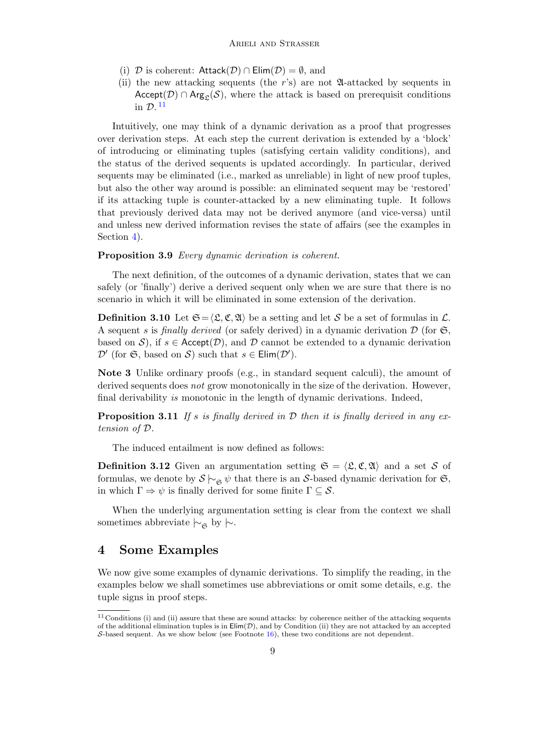(i) $\mathcal{D}$ is coherent: $\mathsf{Attack}(\mathcal{D}) \cap \mathsf{Elim}(\mathcal{D}) = \emptyset$, and

(ii) the new attacking sequents (the $r$'s) are not $\mathfrak{A}$-attacked by sequents in $\mathsf{Accept}(\mathcal{D}) \cap \mathsf{Arg}_{\mathfrak{L}}(\mathcal{S})$, where the attack is based on prerequisit conditions in $\mathcal{D}$.[11]

Intuitively, one may think of a dynamic derivation as a proof that progresses over derivation steps. At each step the current derivation is extended by a 'block' of introducing or eliminating tuples (satisfying certain validity conditions), and the status of the derived sequents is updated accordingly. In particular, derived sequents may be eliminated (i.e., marked as unreliable) in light of new proof tuples, but also the other way around is possible: an eliminated sequent may be 'restored' if its attacking tuple is counter-attacked by a new eliminating tuple. It follows that previously derived data may not be derived anymore (and vice-versa) until and unless new derived information revises the state of affairs (see the examples in Section 4).

**Proposition 3.9** *Every dynamic derivation is coherent.*

The next definition, of the outcomes of a dynamic derivation, states that we can safely (or 'finally') derive a derived sequent only when we are sure that there is no scenario in which it will be eliminated in some extension of the derivation.

**Definition 3.10** Let $\mathfrak{S} = \langle \mathfrak{L}, \mathfrak{C}, \mathfrak{A} \rangle$ be a setting and let $\mathcal{S}$ be a set of formulas in $\mathcal{L}$. A sequent $s$ is *finally derived* (or safely derived) in a dynamic derivation $\mathcal{D}$ (for $\mathfrak{S}$, based on $\mathcal{S}$), if $s \in \mathsf{Accept}(\mathcal{D})$, and $\mathcal{D}$ cannot be extended to a dynamic derivation $\mathcal{D}'$ (for $\mathfrak{S}$, based on $\mathcal{S}$) such that $s \in \mathsf{Elim}(\mathcal{D}')$.

**Note 3** Unlike ordinary proofs (e.g., in standard sequent calculi), the amount of derived sequents does *not* grow monotonically in the size of the derivation. However, final derivability *is* monotonic in the length of dynamic derivations. Indeed,

**Proposition 3.11** *If $s$ is finally derived in $\mathcal{D}$ then it is finally derived in any extension of $\mathcal{D}$.*

The induced entailment is now defined as follows:

**Definition 3.12** Given an argumentation setting $\mathfrak{S} = \langle \mathfrak{L}, \mathfrak{C}, \mathfrak{A} \rangle$ and a set $\mathcal{S}$ of formulas, we denote by $\mathcal{S} \mid\!\sim_{\mathfrak{S}} \psi$ that there is an $\mathcal{S}$-based dynamic derivation for $\mathfrak{S}$, in which $\Gamma \Rightarrow \psi$ is finally derived for some finite $\Gamma \subseteq \mathcal{S}$.

When the underlying argumentation setting is clear from the context we shall sometimes abbreviate $\mid\!\sim_{\mathfrak{S}}$ by $\mid\!\sim$.

# 4 Some Examples

We now give some examples of dynamic derivations. To simplify the reading, in the examples below we shall sometimes use abbreviations or omit some details, e.g. the tuple signs in proof steps.

[11] Conditions (i) and (ii) assure that these are sound attacks: by coherence neither of the attacking sequents of the additional elimination tuples is in $\mathsf{Elim}(\mathcal{D})$, and by Condition (ii) they are not attacked by an accepted $\mathcal{S}$-based sequent. As we show below (see Footnote 16), these two conditions are not dependent.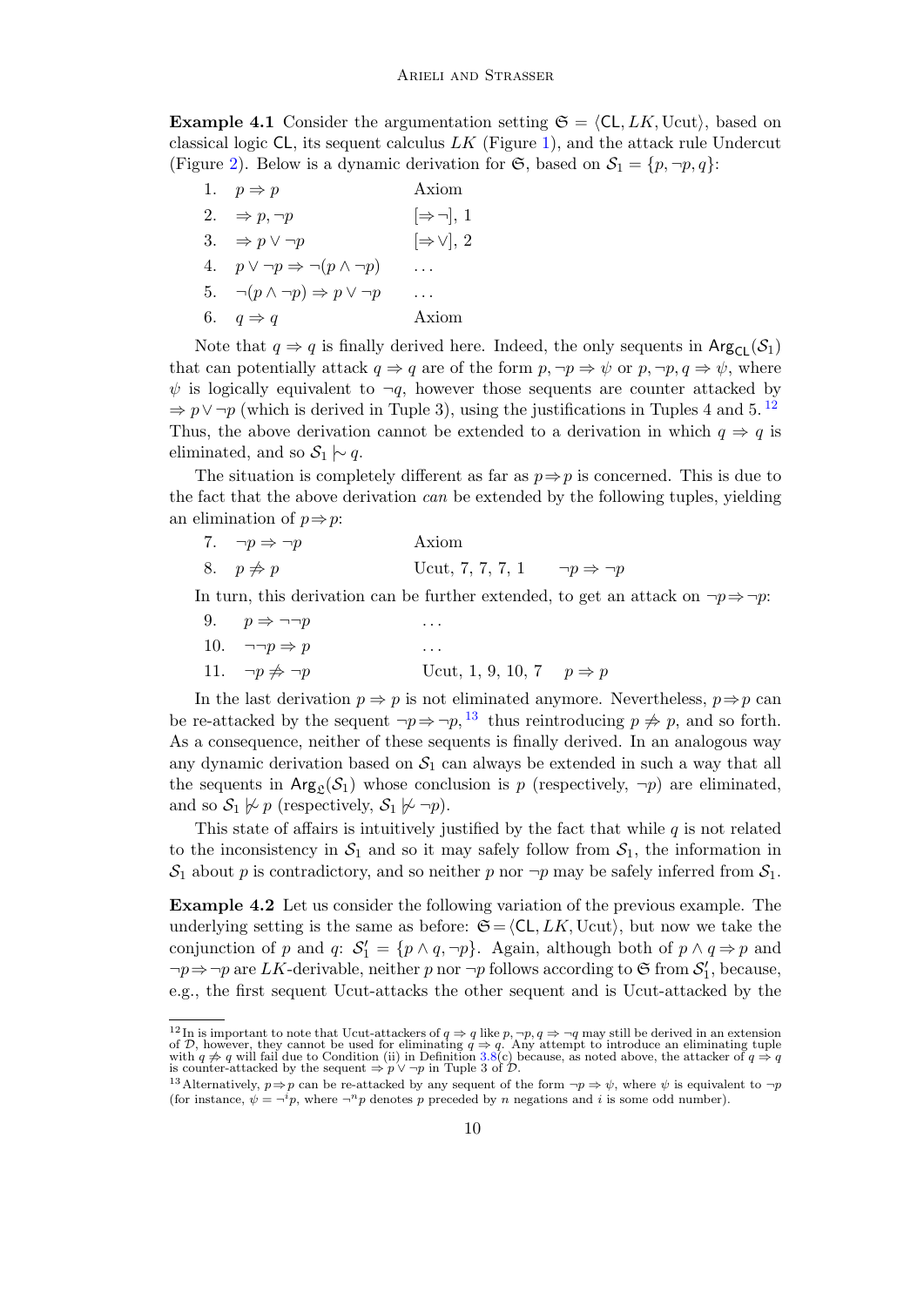**Example 4.1** Consider the argumentation setting $\mathfrak{S} = \langle \mathsf{CL}, LK, \text{Ucut}\rangle$, based on classical logic $\mathsf{CL}$, its sequent calculus $LK$ (Figure 1), and the attack rule Undercut (Figure 2). Below is a dynamic derivation for $\mathfrak{S}$, based on $\mathcal{S}_1 = \{p, \neg p, q\}$:

| | | |
|---|---|---|
| 1. | $p \Rightarrow p$ | Axiom |
| 2. | $\Rightarrow p, \neg p$ | $[\Rightarrow\neg]$, 1 |
| 3. | $\Rightarrow p \vee \neg p$ | $[\Rightarrow\vee]$, 2 |
| 4. | $p \vee \neg p \Rightarrow \neg(p \wedge \neg p)$ | ... |
| 5. | $\neg(p \wedge \neg p) \Rightarrow p \vee \neg p$ | ... |
| 6. | $q \Rightarrow q$ | Axiom |

Note that $q \Rightarrow q$ is finally derived here. Indeed, the only sequents in $\mathsf{Arg}_{\mathsf{CL}}(\mathcal{S}_1)$ that can potentially attack $q \Rightarrow q$ are of the form $p, \neg p \Rightarrow \psi$ or $p, \neg p, q \Rightarrow \psi$, where $\psi$ is logically equivalent to $\neg q$, however those sequents are counter attacked by $\Rightarrow p \vee \neg p$ (which is derived in Tuple 3), using the justifications in Tuples 4 and 5.[12] Thus, the above derivation cannot be extended to a derivation in which $q \Rightarrow q$ is eliminated, and so $\mathcal{S}_1 \mathrel{|\!\sim} q$.

The situation is completely different as far as $p \Rightarrow p$ is concerned. This is due to the fact that the above derivation *can* be extended by the following tuples, yielding an elimination of $p \Rightarrow p$:

| | | | |
|---|---|---|---|
| 7. | $\neg p \Rightarrow \neg p$ | Axiom | |
| 8. | $p \not\Rightarrow p$ | Ucut, 7, 7, 7, 1 | $\neg p \Rightarrow \neg p$ |

In turn, this derivation can be further extended, to get an attack on $\neg p \Rightarrow \neg p$:

| | | | |
|---|---|---|---|
| 9. | $p \Rightarrow \neg\neg p$ | ... | |
| 10. | $\neg\neg p \Rightarrow p$ | ... | |
| 11. | $\neg p \not\Rightarrow \neg p$ | Ucut, 1, 9, 10, 7 | $p \Rightarrow p$ |

In the last derivation $p \Rightarrow p$ is not eliminated anymore. Nevertheless, $p \Rightarrow p$ can be re-attacked by the sequent $\neg p \Rightarrow \neg p$,[13] thus reintroducing $p \not\Rightarrow p$, and so forth. As a consequence, neither of these sequents is finally derived. In an analogous way any dynamic derivation based on $\mathcal{S}_1$ can always be extended in such a way that all the sequents in $\mathsf{Arg}_{\mathfrak{L}}(\mathcal{S}_1)$ whose conclusion is $p$ (respectively, $\neg p$) are eliminated, and so $\mathcal{S}_1 \not\mathrel{|\!\sim} p$ (respectively, $\mathcal{S}_1 \not\mathrel{|\!\sim} \neg p$).

This state of affairs is intuitively justified by the fact that while $q$ is not related to the inconsistency in $\mathcal{S}_1$ and so it may safely follow from $\mathcal{S}_1$, the information in $\mathcal{S}_1$ about $p$ is contradictory, and so neither $p$ nor $\neg p$ may be safely inferred from $\mathcal{S}_1$.

**Example 4.2** Let us consider the following variation of the previous example. The underlying setting is the same as before: $\mathfrak{S} = \langle \mathsf{CL}, LK, \text{Ucut}\rangle$, but now we take the conjunction of $p$ and $q$: $\mathcal{S}'_1 = \{p \wedge q, \neg p\}$. Again, although both of $p \wedge q \Rightarrow p$ and $\neg p \Rightarrow \neg p$ are $LK$-derivable, neither $p$ nor $\neg p$ follows according to $\mathfrak{S}$ from $\mathcal{S}'_1$, because, e.g., the first sequent Ucut-attacks the other sequent and is Ucut-attacked by the

[12] In is important to note that Ucut-attackers of $q \Rightarrow q$ like $p, \neg p, q \Rightarrow \neg q$ may still be derived in an extension of $\mathcal{D}$, however, they cannot be used for eliminating $q \Rightarrow q$. Any attempt to introduce an eliminating tuple with $q \not\Rightarrow q$ will fail due to Condition (ii) in Definition 3.8(c) because, as noted above, the attacker of $q \Rightarrow q$ is counter-attacked by the sequent $\Rightarrow p \vee \neg p$ in Tuple 3 of $\mathcal{D}$.

[13] Alternatively, $p \Rightarrow p$ can be re-attacked by any sequent of the form $\neg p \Rightarrow \psi$, where $\psi$ is equivalent to $\neg p$ (for instance, $\psi = \neg^i p$, where $\neg^n p$ denotes $p$ preceded by $n$ negations and $i$ is some odd number).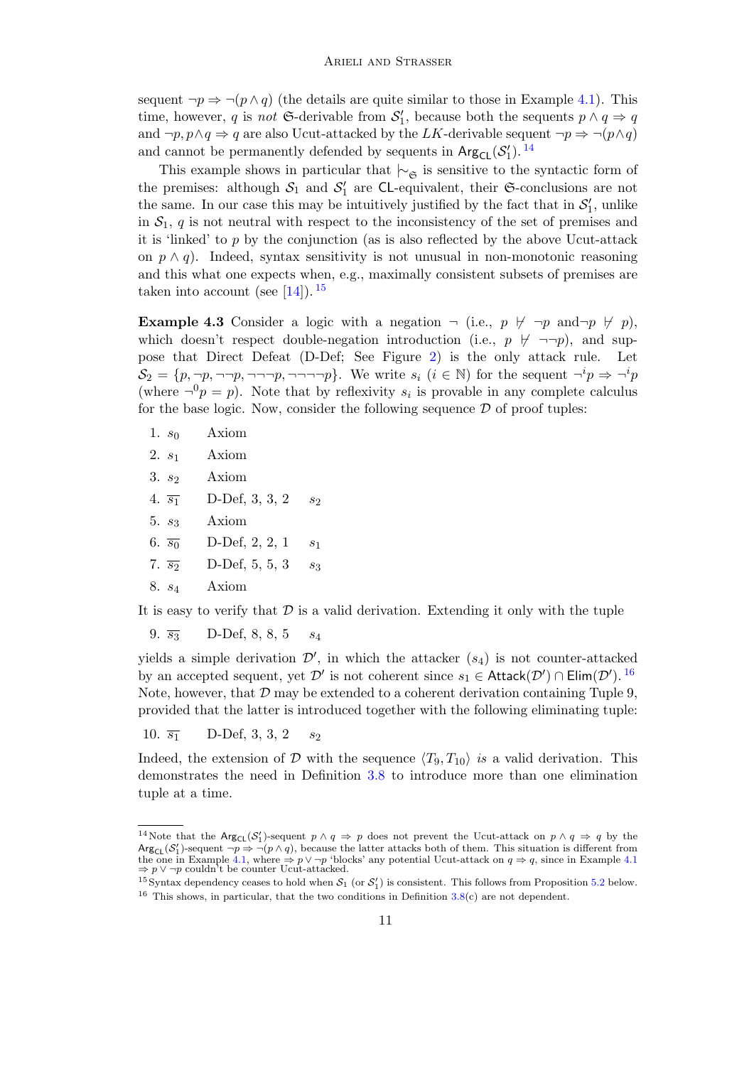sequent $\neg p \Rightarrow \neg(p \wedge q)$ (the details are quite similar to those in Example 4.1). This time, however, $q$ is *not* $\mathfrak{S}$-derivable from $\mathcal{S}'_1$, because both the sequents $p \wedge q \Rightarrow q$ and $\neg p, p \wedge q \Rightarrow q$ are also Ucut-attacked by the $LK$-derivable sequent $\neg p \Rightarrow \neg(p \wedge q)$ and cannot be permanently defended by sequents in $\mathsf{Arg}_{\mathsf{CL}}(\mathcal{S}'_1)$. [14]

This example shows in particular that $\mid\!\sim_{\mathfrak{S}}$ is sensitive to the syntactic form of the premises: although $\mathcal{S}_1$ and $\mathcal{S}'_1$ are $\mathsf{CL}$-equivalent, their $\mathfrak{S}$-conclusions are not the same. In our case this may be intuitively justified by the fact that in $\mathcal{S}'_1$, unlike in $\mathcal{S}_1$, $q$ is not neutral with respect to the inconsistency of the set of premises and it is 'linked' to $p$ by the conjunction (as is also reflected by the above Ucut-attack on $p \wedge q$). Indeed, syntax sensitivity is not unusual in non-monotonic reasoning and this what one expects when, e.g., maximally consistent subsets of premises are taken into account (see [14]). [15]

**Example 4.3** Consider a logic with a negation $\neg$ (i.e., $p \not\vdash \neg p$ and $\neg p \not\vdash p$), which doesn't respect double-negation introduction (i.e., $p \not\vdash \neg\neg p$), and suppose that Direct Defeat (D-Def; See Figure 2) is the only attack rule. Let $\mathcal{S}_2 = \{p, \neg p, \neg\neg p, \neg\neg\neg p, \neg\neg\neg\neg p\}$. We write $s_i$ ($i \in \mathbb{N}$) for the sequent $\neg^i p \Rightarrow \neg^i p$ (where $\neg^0 p = p$). Note that by reflexivity $s_i$ is provable in any complete calculus for the base logic. Now, consider the following sequence $\mathcal{D}$ of proof tuples:

1. $s_0$ Axiom
2. $s_1$ Axiom
3. $s_2$ Axiom
4. $\overline{s_1}$ D-Def, 3, 3, 2 $s_2$
5. $s_3$ Axiom
6. $\overline{s_0}$ D-Def, 2, 2, 1 $s_1$
7. $\overline{s_2}$ D-Def, 5, 5, 3 $s_3$
8. $s_4$ Axiom

It is easy to verify that $\mathcal{D}$ is a valid derivation. Extending it only with the tuple

9. $\overline{s_3}$ D-Def, 8, 8, 5 $s_4$

yields a simple derivation $\mathcal{D}'$, in which the attacker ($s_4$) is not counter-attacked by an accepted sequent, yet $\mathcal{D}'$ is not coherent since $s_1 \in \mathsf{Attack}(\mathcal{D}') \cap \mathsf{Elim}(\mathcal{D}')$. [16] Note, however, that $\mathcal{D}$ may be extended to a coherent derivation containing Tuple 9, provided that the latter is introduced together with the following eliminating tuple:

10. $\overline{s_1}$ D-Def, 3, 3, 2 $s_2$

Indeed, the extension of $\mathcal{D}$ with the sequence $\langle T_9, T_{10}\rangle$ *is* a valid derivation. This demonstrates the need in Definition 3.8 to introduce more than one elimination tuple at a time.

---

[14] Note that the $\mathsf{Arg}_{\mathsf{CL}}(\mathcal{S}'_1)$-sequent $p \wedge q \Rightarrow p$ does not prevent the Ucut-attack on $p \wedge q \Rightarrow q$ by the $\mathsf{Arg}_{\mathsf{CL}}(\mathcal{S}'_1)$-sequent $\neg p \Rightarrow \neg(p \wedge q)$, because the latter attacks both of them. This situation is different from the one in Example 4.1, where $\Rightarrow p \vee \neg p$ 'blocks' any potential Ucut-attack on $q \Rightarrow q$, since in Example 4.1 $\Rightarrow p \vee \neg p$ couldn't be counter Ucut-attacked.

[15] Syntax dependency ceases to hold when $\mathcal{S}_1$ (or $\mathcal{S}'_1$) is consistent. This follows from Proposition 5.2 below.

[16] This shows, in particular, that the two conditions in Definition 3.8(c) are not dependent.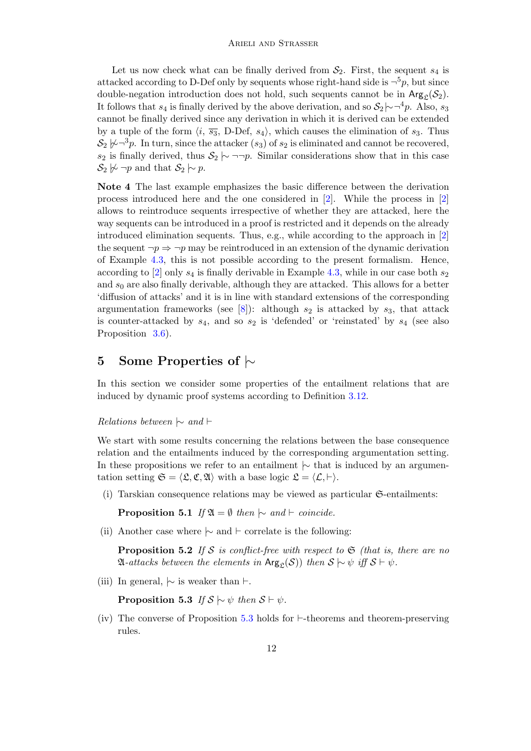Let us now check what can be finally derived from $\mathcal{S}_2$. First, the sequent $s_4$ is attacked according to D-Def only by sequents whose right-hand side is $\neg^5 p$, but since double-negation introduction does not hold, such sequents cannot be in $\mathsf{Arg}_{\mathfrak{L}}(\mathcal{S}_2)$. It follows that $s_4$ is finally derived by the above derivation, and so $\mathcal{S}_2 \mathrel{|\!\sim} \neg^4 p$. Also, $s_3$ cannot be finally derived since any derivation in which it is derived can be extended by a tuple of the form $\langle i, \overline{s_3}, \text{D-Def}, s_4 \rangle$, which causes the elimination of $s_3$. Thus $\mathcal{S}_2 \not\mathrel{|\!\sim} \neg^3 p$. In turn, since the attacker ($s_3$) of $s_2$ is eliminated and cannot be recovered, $s_2$ is finally derived, thus $\mathcal{S}_2 \mathrel{|\!\sim} \neg\neg p$. Similar considerations show that in this case $\mathcal{S}_2 \not\mathrel{|\!\sim} \neg p$ and that $\mathcal{S}_2 \mathrel{|\!\sim} p$.

**Note 4** The last example emphasizes the basic difference between the derivation process introduced here and the one considered in [2]. While the process in [2] allows to reintroduce sequents irrespective of whether they are attacked, here the way sequents can be introduced in a proof is restricted and it depends on the already introduced elimination sequents. Thus, e.g., while according to the approach in [2] the sequent $\neg p \Rightarrow \neg p$ may be reintroduced in an extension of the dynamic derivation of Example 4.3, this is not possible according to the present formalism. Hence, according to [2] only $s_4$ is finally derivable in Example 4.3, while in our case both $s_2$ and $s_0$ are also finally derivable, although they are attacked. This allows for a better 'diffusion of attacks' and it is in line with standard extensions of the corresponding argumentation frameworks (see [8]): although $s_2$ is attacked by $s_3$, that attack is counter-attacked by $s_4$, and so $s_2$ is 'defended' or 'reinstated' by $s_4$ (see also Proposition 3.6).

## 5 Some Properties of $\mathrel{|\!\sim}$

In this section we consider some properties of the entailment relations that are induced by dynamic proof systems according to Definition 3.12.

*Relations between $\mathrel{|\!\sim}$ and $\vdash$*

We start with some results concerning the relations between the base consequence relation and the entailments induced by the corresponding argumentation setting. In these propositions we refer to an entailment $\mathrel{|\!\sim}$ that is induced by an argumentation setting $\mathfrak{S} = \langle \mathfrak{L}, \mathfrak{C}, \mathfrak{A} \rangle$ with a base logic $\mathfrak{L} = \langle \mathcal{L}, \vdash \rangle$.

(i) Tarskian consequence relations may be viewed as particular $\mathfrak{S}$-entailments:

   **Proposition 5.1** *If $\mathfrak{A} = \emptyset$ then $\mathrel{|\!\sim}$ and $\vdash$ coincide.*

(ii) Another case where $\mathrel{|\!\sim}$ and $\vdash$ correlate is the following:

   **Proposition 5.2** *If $\mathcal{S}$ is conflict-free with respect to $\mathfrak{S}$ (that is, there are no $\mathfrak{A}$-attacks between the elements in $\mathsf{Arg}_{\mathfrak{L}}(\mathcal{S})$) then $\mathcal{S} \mathrel{|\!\sim} \psi$ iff $\mathcal{S} \vdash \psi$.*

(iii) In general, $\mathrel{|\!\sim}$ is weaker than $\vdash$.

   **Proposition 5.3** *If $\mathcal{S} \mathrel{|\!\sim} \psi$ then $\mathcal{S} \vdash \psi$.*

(iv) The converse of Proposition 5.3 holds for $\vdash$-theorems and theorem-preserving rules.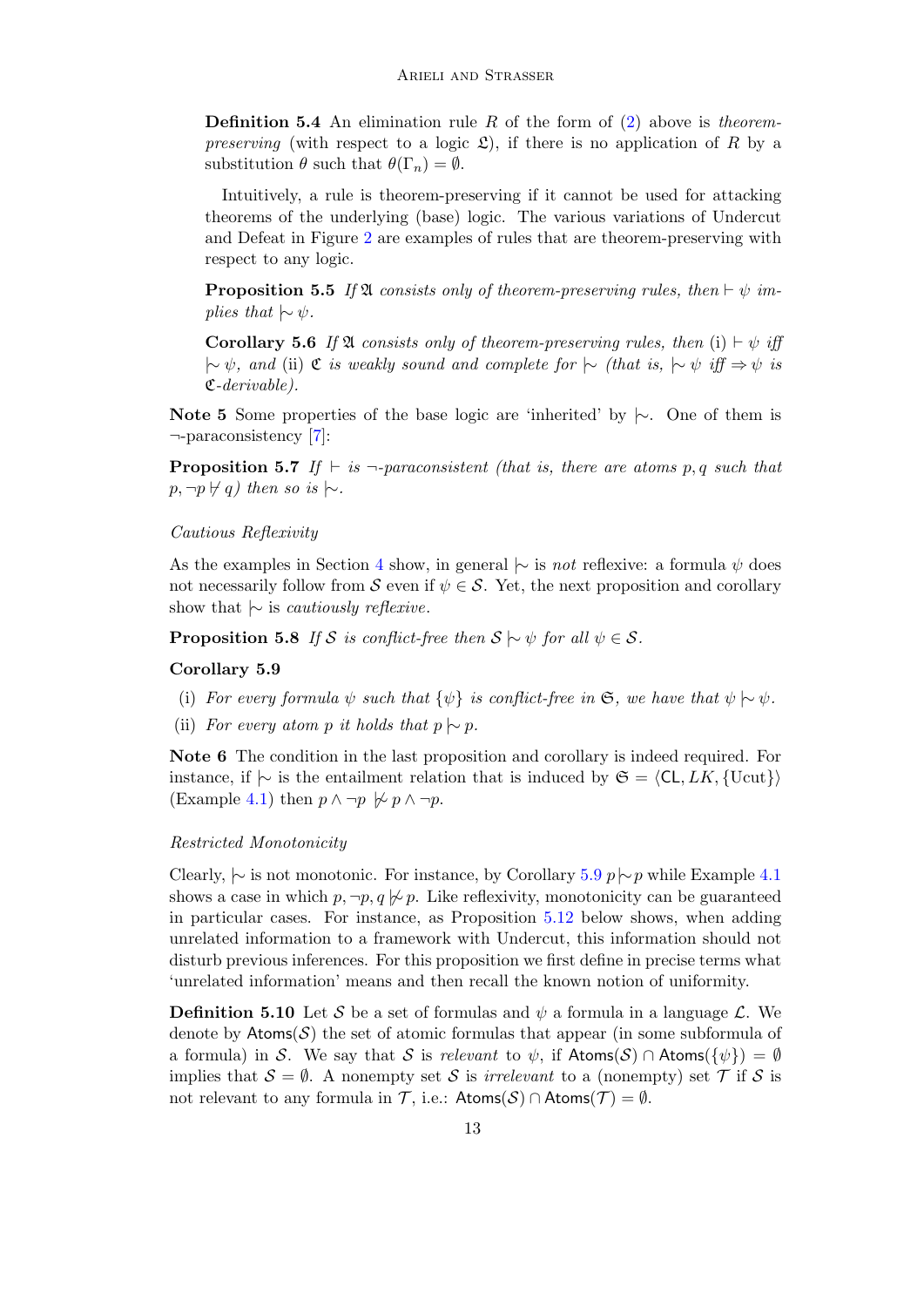**Definition 5.4** An elimination rule $R$ of the form of (2) above is *theorem-preserving* (with respect to a logic $\mathfrak{L}$), if there is no application of $R$ by a substitution $\theta$ such that $\theta(\Gamma_n) = \emptyset$.

Intuitively, a rule is theorem-preserving if it cannot be used for attacking theorems of the underlying (base) logic. The various variations of Undercut and Defeat in Figure 2 are examples of rules that are theorem-preserving with respect to any logic.

**Proposition 5.5** *If $\mathfrak{A}$ consists only of theorem-preserving rules, then $\vdash \psi$ implies that $\mid\!\sim \psi$.*

**Corollary 5.6** *If $\mathfrak{A}$ consists only of theorem-preserving rules, then* (i) *$\vdash \psi$ iff $\mid\!\sim \psi$, and* (ii) *$\mathfrak{C}$ is weakly sound and complete for $\mid\!\sim$ (that is, $\mid\!\sim \psi$ iff $\Rightarrow \psi$ is $\mathfrak{C}$-derivable).*

**Note 5** Some properties of the base logic are 'inherited' by $\mid\!\sim$. One of them is $\neg$-paraconsistency [7]:

**Proposition 5.7** *If $\vdash$ is $\neg$-paraconsistent (that is, there are atoms $p, q$ such that $p, \neg p \not\vdash q$) then so is $\mid\!\sim$.*

*Cautious Reflexivity*

As the examples in Section 4 show, in general $\mid\!\sim$ is *not* reflexive: a formula $\psi$ does not necessarily follow from $\mathcal{S}$ even if $\psi \in \mathcal{S}$. Yet, the next proposition and corollary show that $\mid\!\sim$ is *cautiously reflexive*.

**Proposition 5.8** *If $\mathcal{S}$ is conflict-free then $\mathcal{S} \mid\!\sim \psi$ for all $\psi \in \mathcal{S}$.*

**Corollary 5.9**

(i) *For every formula $\psi$ such that $\{\psi\}$ is conflict-free in $\mathfrak{S}$, we have that $\psi \mid\!\sim \psi$.*

(ii) *For every atom $p$ it holds that $p \mid\!\sim p$.*

**Note 6** The condition in the last proposition and corollary is indeed required. For instance, if $\mid\!\sim$ is the entailment relation that is induced by $\mathfrak{S} = \langle \mathsf{CL}, LK, \{\text{Ucut}\}\rangle$ (Example 4.1) then $p \wedge \neg p \not\mid\!\sim p \wedge \neg p$.

*Restricted Monotonicity*

Clearly, $\mid\!\sim$ is not monotonic. For instance, by Corollary 5.9 $p \mid\!\sim p$ while Example 4.1 shows a case in which $p, \neg p, q \not\mid\!\sim p$. Like reflexivity, monotonicity can be guaranteed in particular cases. For instance, as Proposition 5.12 below shows, when adding unrelated information to a framework with Undercut, this information should not disturb previous inferences. For this proposition we first define in precise terms what 'unrelated information' means and then recall the known notion of uniformity.

**Definition 5.10** Let $\mathcal{S}$ be a set of formulas and $\psi$ a formula in a language $\mathcal{L}$. We denote by $\mathsf{Atoms}(\mathcal{S})$ the set of atomic formulas that appear (in some subformula of a formula) in $\mathcal{S}$. We say that $\mathcal{S}$ is *relevant* to $\psi$, if $\mathsf{Atoms}(\mathcal{S}) \cap \mathsf{Atoms}(\{\psi\}) = \emptyset$ implies that $\mathcal{S} = \emptyset$. A nonempty set $\mathcal{S}$ is *irrelevant* to a (nonempty) set $\mathcal{T}$ if $\mathcal{S}$ is not relevant to any formula in $\mathcal{T}$, i.e.: $\mathsf{Atoms}(\mathcal{S}) \cap \mathsf{Atoms}(\mathcal{T}) = \emptyset$.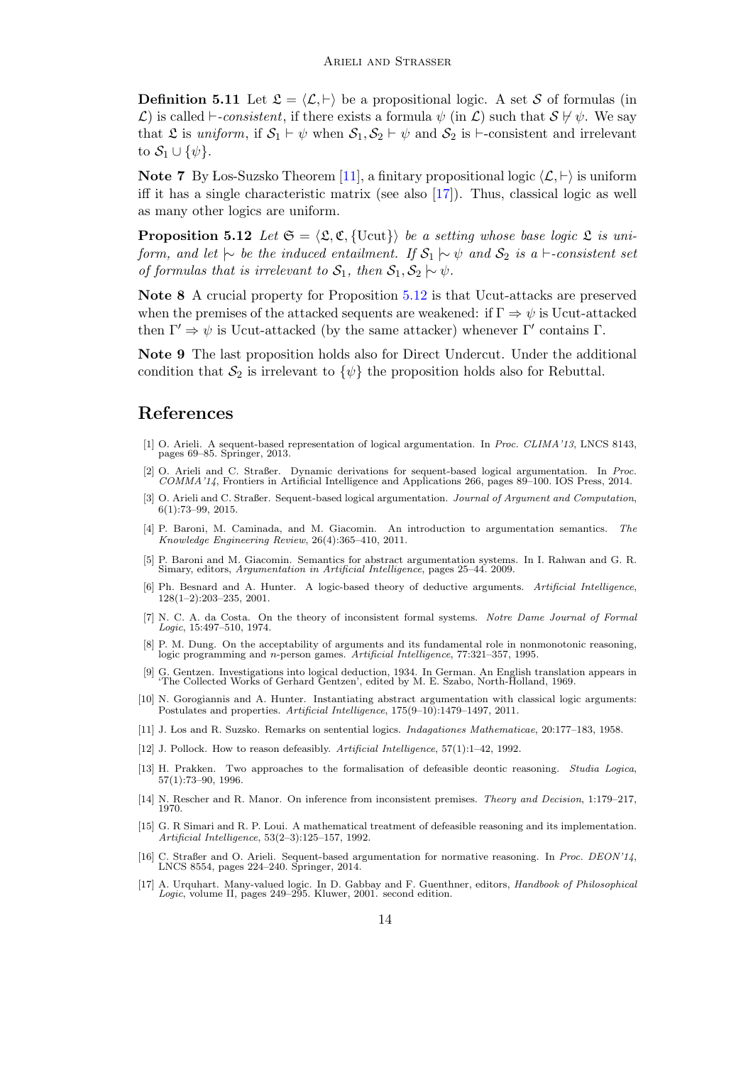**Definition 5.11** Let $\mathfrak{L} = \langle \mathcal{L}, \vdash \rangle$ be a propositional logic. A set $\mathcal{S}$ of formulas (in $\mathcal{L}$) is called $\vdash$*-consistent*, if there exists a formula $\psi$ (in $\mathcal{L}$) such that $\mathcal{S} \not\vdash \psi$. We say that $\mathfrak{L}$ is *uniform*, if $\mathcal{S}_1 \vdash \psi$ when $\mathcal{S}_1, \mathcal{S}_2 \vdash \psi$ and $\mathcal{S}_2$ is $\vdash$-consistent and irrelevant to $\mathcal{S}_1 \cup \{\psi\}$.

**Note 7** By Łos-Suszko Theorem [11], a finitary propositional logic $\langle \mathcal{L}, \vdash \rangle$ is uniform iff it has a single characteristic matrix (see also [17]). Thus, classical logic as well as many other logics are uniform.

**Proposition 5.12** *Let $\mathfrak{S} = \langle \mathfrak{L}, \mathfrak{C}, \{\text{Ucut}\} \rangle$ be a setting whose base logic $\mathfrak{L}$ is uniform, and let $\mid\!\sim$ be the induced entailment. If $\mathcal{S}_1 \mid\!\sim \psi$ and $\mathcal{S}_2$ is a $\vdash$-consistent set of formulas that is irrelevant to $\mathcal{S}_1$, then $\mathcal{S}_1, \mathcal{S}_2 \mid\!\sim \psi$.*

**Note 8** A crucial property for Proposition 5.12 is that Ucut-attacks are preserved when the premises of the attacked sequents are weakened: if $\Gamma \Rightarrow \psi$ is Ucut-attacked then $\Gamma' \Rightarrow \psi$ is Ucut-attacked (by the same attacker) whenever $\Gamma'$ contains $\Gamma$.

**Note 9** The last proposition holds also for Direct Undercut. Under the additional condition that $\mathcal{S}_2$ is irrelevant to $\{\psi\}$ the proposition holds also for Rebuttal.

# References

[1] O. Arieli. A sequent-based representation of logical argumentation. In *Proc. CLIMA'13*, LNCS 8143, pages 69–85. Springer, 2013.

[2] O. Arieli and C. Straßer. Dynamic derivations for sequent-based logical argumentation. In *Proc. COMMA'14*, Frontiers in Artificial Intelligence and Applications 266, pages 89–100. IOS Press, 2014.

[3] O. Arieli and C. Straßer. Sequent-based logical argumentation. *Journal of Argument and Computation*, 6(1):73–99, 2015.

[4] P. Baroni, M. Caminada, and M. Giacomin. An introduction to argumentation semantics. *The Knowledge Engineering Review*, 26(4):365–410, 2011.

[5] P. Baroni and M. Giacomin. Semantics for abstract argumentation systems. In I. Rahwan and G. R. Simary, editors, *Argumentation in Artificial Intelligence*, pages 25–44. 2009.

[6] Ph. Besnard and A. Hunter. A logic-based theory of deductive arguments. *Artificial Intelligence*, 128(1–2):203–235, 2001.

[7] N. C. A. da Costa. On the theory of inconsistent formal systems. *Notre Dame Journal of Formal Logic*, 15:497–510, 1974.

[8] P. M. Dung. On the acceptability of arguments and its fundamental role in nonmonotonic reasoning, logic programming and $n$-person games. *Artificial Intelligence*, 77:321–357, 1995.

[9] G. Gentzen. Investigations into logical deduction, 1934. In German. An English translation appears in 'The Collected Works of Gerhard Gentzen', edited by M. E. Szabo, North-Holland, 1969.

[10] N. Gorogiannis and A. Hunter. Instantiating abstract argumentation with classical logic arguments: Postulates and properties. *Artificial Intelligence*, 175(9–10):1479–1497, 2011.

[11] J. Los and R. Suszko. Remarks on sentential logics. *Indagationes Mathematicae*, 20:177–183, 1958.

[12] J. Pollock. How to reason defeasibly. *Artificial Intelligence*, 57(1):1–42, 1992.

[13] H. Prakken. Two approaches to the formalisation of defeasible deontic reasoning. *Studia Logica*, 57(1):73–90, 1996.

[14] N. Rescher and R. Manor. On inference from inconsistent premises. *Theory and Decision*, 1:179–217, 1970.

[15] G. R Simari and R. P. Loui. A mathematical treatment of defeasible reasoning and its implementation. *Artificial Intelligence*, 53(2–3):125–157, 1992.

[16] C. Straßer and O. Arieli. Sequent-based argumentation for normative reasoning. In *Proc. DEON'14*, LNCS 8554, pages 224–240. Springer, 2014.

[17] A. Urquhart. Many-valued logic. In D. Gabbay and F. Guenthner, editors, *Handbook of Philosophical Logic*, volume II, pages 249–295. Kluwer, 2001. second edition.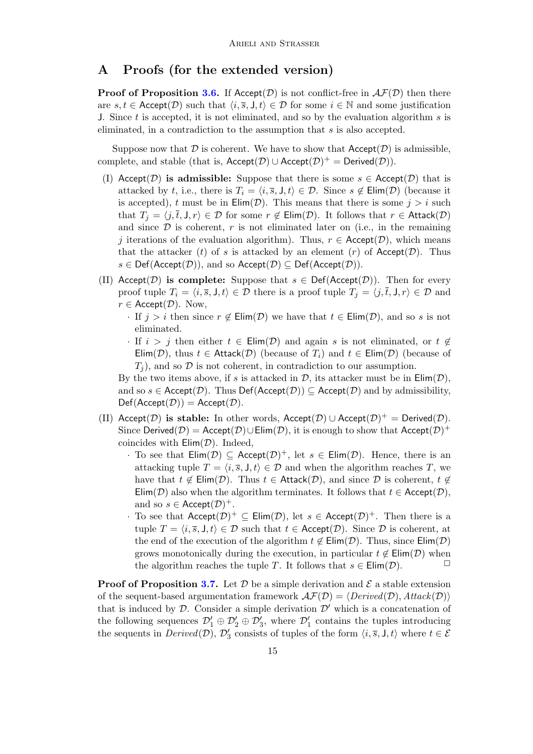# A Proofs (for the extended version)

**Proof of Proposition 3.6.** If $\mathsf{Accept}(\mathcal{D})$ is not conflict-free in $\mathcal{AF}(\mathcal{D})$ then there are $s, t \in \mathsf{Accept}(\mathcal{D})$ such that $\langle i, \overline{s}, \mathsf{J}, t\rangle \in \mathcal{D}$ for some $i \in \mathbb{N}$ and some justification $\mathsf{J}$. Since $t$ is accepted, it is not eliminated, and so by the evaluation algorithm $s$ is eliminated, in a contradiction to the assumption that $s$ is also accepted.

Suppose now that $\mathcal{D}$ is coherent. We have to show that $\mathsf{Accept}(\mathcal{D})$ is admissible, complete, and stable (that is, $\mathsf{Accept}(\mathcal{D}) \cup \mathsf{Accept}(\mathcal{D})^+ = \mathsf{Derived}(\mathcal{D})$).

(I) $\mathsf{Accept}(\mathcal{D})$ **is admissible:** Suppose that there is some $s \in \mathsf{Accept}(\mathcal{D})$ that is attacked by $t$, i.e., there is $T_i = \langle i, \overline{s}, \mathsf{J}, t\rangle \in \mathcal{D}$. Since $s \notin \mathsf{Elim}(\mathcal{D})$ (because it is accepted), $t$ must be in $\mathsf{Elim}(\mathcal{D})$. This means that there is some $j > i$ such that $T_j = \langle j, \overline{t}, \mathsf{J}, r\rangle \in \mathcal{D}$ for some $r \notin \mathsf{Elim}(\mathcal{D})$. It follows that $r \in \mathsf{Attack}(\mathcal{D})$ and since $\mathcal{D}$ is coherent, $r$ is not eliminated later on (i.e., in the remaining $j$ iterations of the evaluation algorithm). Thus, $r \in \mathsf{Accept}(\mathcal{D})$, which means that the attacker ($t$) of $s$ is attacked by an element ($r$) of $\mathsf{Accept}(\mathcal{D})$. Thus $s \in \mathsf{Def}(\mathsf{Accept}(\mathcal{D}))$, and so $\mathsf{Accept}(\mathcal{D}) \subseteq \mathsf{Def}(\mathsf{Accept}(\mathcal{D}))$.

(II) $\mathsf{Accept}(\mathcal{D})$ **is complete:** Suppose that $s \in \mathsf{Def}(\mathsf{Accept}(\mathcal{D}))$. Then for every proof tuple $T_i = \langle i, \overline{s}, \mathsf{J}, t\rangle \in \mathcal{D}$ there is a proof tuple $T_j = \langle j, \overline{t}, \mathsf{J}, r\rangle \in \mathcal{D}$ and $r \in \mathsf{Accept}(\mathcal{D})$. Now,

- If $j > i$ then since $r \notin \mathsf{Elim}(\mathcal{D})$ we have that $t \in \mathsf{Elim}(\mathcal{D})$, and so $s$ is not eliminated.
- If $i > j$ then either $t \in \mathsf{Elim}(\mathcal{D})$ and again $s$ is not eliminated, or $t \notin \mathsf{Elim}(\mathcal{D})$, thus $t \in \mathsf{Attack}(\mathcal{D})$ (because of $T_i$) and $t \in \mathsf{Elim}(\mathcal{D})$ (because of $T_j$), and so $\mathcal{D}$ is not coherent, in contradiction to our assumption.

By the two items above, if $s$ is attacked in $\mathcal{D}$, its attacker must be in $\mathsf{Elim}(\mathcal{D})$, and so $s \in \mathsf{Accept}(\mathcal{D})$. Thus $\mathsf{Def}(\mathsf{Accept}(\mathcal{D})) \subseteq \mathsf{Accept}(\mathcal{D})$ and by admissibility, $\mathsf{Def}(\mathsf{Accept}(\mathcal{D})) = \mathsf{Accept}(\mathcal{D})$.

(II) $\mathsf{Accept}(\mathcal{D})$ **is stable:** In other words, $\mathsf{Accept}(\mathcal{D}) \cup \mathsf{Accept}(\mathcal{D})^+ = \mathsf{Derived}(\mathcal{D})$. Since $\mathsf{Derived}(\mathcal{D}) = \mathsf{Accept}(\mathcal{D}) \cup \mathsf{Elim}(\mathcal{D})$, it is enough to show that $\mathsf{Accept}(\mathcal{D})^+$ coincides with $\mathsf{Elim}(\mathcal{D})$. Indeed,

- To see that $\mathsf{Elim}(\mathcal{D}) \subseteq \mathsf{Accept}(\mathcal{D})^+$, let $s \in \mathsf{Elim}(\mathcal{D})$. Hence, there is an attacking tuple $T = \langle i, \overline{s}, \mathsf{J}, t\rangle \in \mathcal{D}$ and when the algorithm reaches $T$, we have that $t \notin \mathsf{Elim}(\mathcal{D})$. Thus $t \in \mathsf{Attack}(\mathcal{D})$, and since $\mathcal{D}$ is coherent, $t \notin \mathsf{Elim}(\mathcal{D})$ also when the algorithm terminates. It follows that $t \in \mathsf{Accept}(\mathcal{D})$, and so $s \in \mathsf{Accept}(\mathcal{D})^+$.
- To see that $\mathsf{Accept}(\mathcal{D})^+ \subseteq \mathsf{Elim}(\mathcal{D})$, let $s \in \mathsf{Accept}(\mathcal{D})^+$. Then there is a tuple $T = \langle i, \overline{s}, \mathsf{J}, t\rangle \in \mathcal{D}$ such that $t \in \mathsf{Accept}(\mathcal{D})$. Since $\mathcal{D}$ is coherent, at the end of the execution of the algorithm $t \notin \mathsf{Elim}(\mathcal{D})$. Thus, since $\mathsf{Elim}(\mathcal{D})$ grows monotonically during the execution, in particular $t \notin \mathsf{Elim}(\mathcal{D})$ when the algorithm reaches the tuple $T$. It follows that $s \in \mathsf{Elim}(\mathcal{D})$. $\square$

**Proof of Proposition 3.7.** Let $\mathcal{D}$ be a simple derivation and $\mathcal{E}$ a stable extension of the sequent-based argumentation framework $\mathcal{AF}(\mathcal{D}) = \langle \mathit{Derived}(\mathcal{D}), \mathit{Attack}(\mathcal{D})\rangle$ that is induced by $\mathcal{D}$. Consider a simple derivation $\mathcal{D}'$ which is a concatenation of the following sequences $\mathcal{D}'_1 \oplus \mathcal{D}'_2 \oplus \mathcal{D}'_3$, where $\mathcal{D}'_1$ contains the tuples introducing the sequents in $\mathit{Derived}(\mathcal{D})$, $\mathcal{D}'_3$ consists of tuples of the form $\langle i, \overline{s}, \mathsf{J}, t\rangle$ where $t \in \mathcal{E}$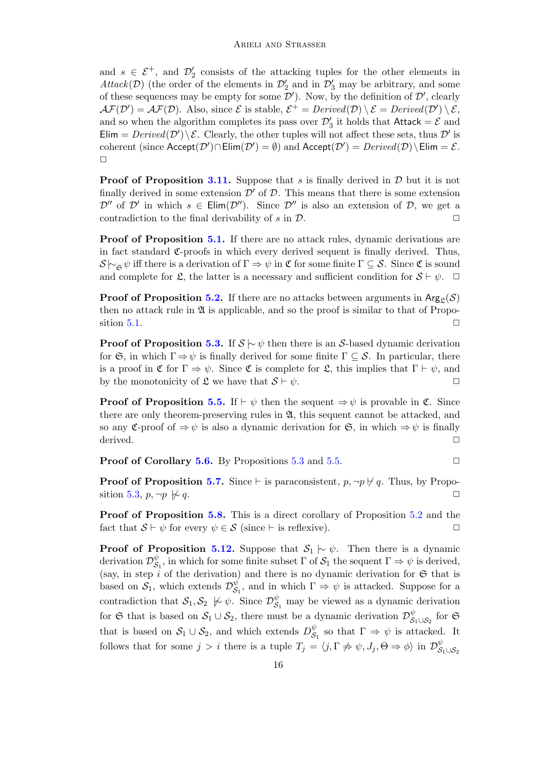and $s \in \mathcal{E}^+$, and $\mathcal{D}'_2$ consists of the attacking tuples for the other elements in $Attack(\mathcal{D})$ (the order of the elements in $\mathcal{D}'_2$ and in $\mathcal{D}'_3$ may be arbitrary, and some of these sequences may be empty for some $\mathcal{D}'$). Now, by the definition of $\mathcal{D}'$, clearly $\mathcal{AF}(\mathcal{D}') = \mathcal{AF}(\mathcal{D})$. Also, since $\mathcal{E}$ is stable, $\mathcal{E}^+ = Derived(\mathcal{D}) \setminus \mathcal{E} = Derived(\mathcal{D}') \setminus \mathcal{E}$, and so when the algorithm completes its pass over $\mathcal{D}'_3$ it holds that $\mathsf{Attack} = \mathcal{E}$ and $\mathsf{Elim} = Derived(\mathcal{D}') \setminus \mathcal{E}$. Clearly, the other tuples will not affect these sets, thus $\mathcal{D}'$ is coherent (since $\mathsf{Accept}(\mathcal{D}') \cap \mathsf{Elim}(\mathcal{D}') = \emptyset$) and $\mathsf{Accept}(\mathcal{D}') = Derived(\mathcal{D}) \setminus \mathsf{Elim} = \mathcal{E}$. □

**Proof of Proposition 3.11.** Suppose that $s$ is finally derived in $\mathcal{D}$ but it is not finally derived in some extension $\mathcal{D}'$ of $\mathcal{D}$. This means that there is some extension $\mathcal{D}''$ of $\mathcal{D}'$ in which $s \in \mathsf{Elim}(\mathcal{D}'')$. Since $\mathcal{D}''$ is also an extension of $\mathcal{D}$, we get a contradiction to the final derivability of $s$ in $\mathcal{D}$. □

**Proof of Proposition 5.1.** If there are no attack rules, dynamic derivations are in fact standard $\mathfrak{C}$-proofs in which every derived sequent is finally derived. Thus, $\mathcal{S} \mid\!\sim_{\mathfrak{G}} \psi$ iff there is a derivation of $\Gamma \Rightarrow \psi$ in $\mathfrak{C}$ for some finite $\Gamma \subseteq \mathcal{S}$. Since $\mathfrak{C}$ is sound and complete for $\mathfrak{L}$, the latter is a necessary and sufficient condition for $\mathcal{S} \vdash \psi$. □

**Proof of Proposition 5.2.** If there are no attacks between arguments in $\mathsf{Arg}_{\mathfrak{L}}(\mathcal{S})$ then no attack rule in $\mathfrak{A}$ is applicable, and so the proof is similar to that of Proposition 5.1. □

**Proof of Proposition 5.3.** If $\mathcal{S} \mid\!\sim \psi$ then there is an $\mathcal{S}$-based dynamic derivation for $\mathfrak{G}$, in which $\Gamma \Rightarrow \psi$ is finally derived for some finite $\Gamma \subseteq \mathcal{S}$. In particular, there is a proof in $\mathfrak{C}$ for $\Gamma \Rightarrow \psi$. Since $\mathfrak{C}$ is complete for $\mathfrak{L}$, this implies that $\Gamma \vdash \psi$, and by the monotonicity of $\mathfrak{L}$ we have that $\mathcal{S} \vdash \psi$. □

**Proof of Proposition 5.5.** If $\vdash \psi$ then the sequent $\Rightarrow \psi$ is provable in $\mathfrak{C}$. Since there are only theorem-preserving rules in $\mathfrak{A}$, this sequent cannot be attacked, and so any $\mathfrak{C}$-proof of $\Rightarrow \psi$ is also a dynamic derivation for $\mathfrak{G}$, in which $\Rightarrow \psi$ is finally derived. □

**Proof of Corollary 5.6.** By Propositions 5.3 and 5.5. □

**Proof of Proposition 5.7.** Since $\vdash$ is paraconsistent, $p, \neg p \not\vdash q$. Thus, by Proposition 5.3, $p, \neg p \not\mid\!\sim q$. □

**Proof of Proposition 5.8.** This is a direct corollary of Proposition 5.2 and the fact that $\mathcal{S} \vdash \psi$ for every $\psi \in \mathcal{S}$ (since $\vdash$ is reflexive). □

**Proof of Proposition 5.12.** Suppose that $\mathcal{S}_1 \mid\!\sim \psi$. Then there is a dynamic derivation $\mathcal{D}^{\psi}_{\mathcal{S}_1}$, in which for some finite subset $\Gamma$ of $\mathcal{S}_1$ the sequent $\Gamma \Rightarrow \psi$ is derived, (say, in step $i$ of the derivation) and there is no dynamic derivation for $\mathfrak{G}$ that is based on $\mathcal{S}_1$, which extends $\mathcal{D}^{\psi}_{\mathcal{S}_1}$, and in which $\Gamma \Rightarrow \psi$ is attacked. Suppose for a contradiction that $\mathcal{S}_1, \mathcal{S}_2 \not\mid\!\sim \psi$. Since $\mathcal{D}^{\psi}_{\mathcal{S}_1}$ may be viewed as a dynamic derivation for $\mathfrak{G}$ that is based on $\mathcal{S}_1 \cup \mathcal{S}_2$, there must be a dynamic derivation $\mathcal{D}^{\psi}_{\mathcal{S}_1 \cup \mathcal{S}_2}$ for $\mathfrak{G}$ that is based on $\mathcal{S}_1 \cup \mathcal{S}_2$, and which extends $D^{\psi}_{\mathcal{S}_1}$ so that $\Gamma \Rightarrow \psi$ is attacked. It follows that for some $j > i$ there is a tuple $T_j = \langle j, \Gamma \not\Rightarrow \psi, J_j, \Theta \Rightarrow \phi \rangle$ in $\mathcal{D}^{\psi}_{\mathcal{S}_1 \cup \mathcal{S}_2}$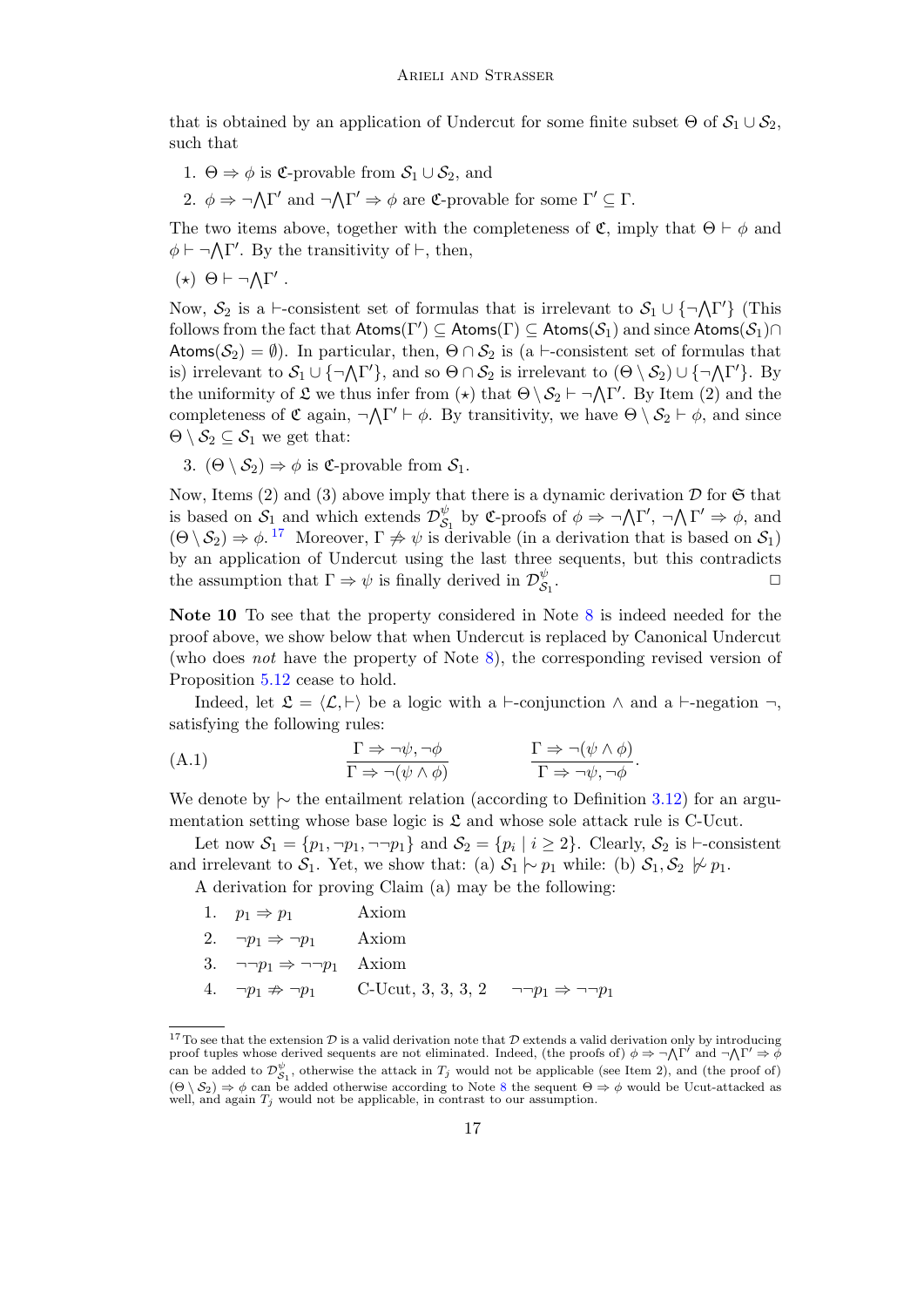that is obtained by an application of Undercut for some finite subset $\Theta$ of $\mathcal{S}_1 \cup \mathcal{S}_2$, such that

1. $\Theta \Rightarrow \phi$ is $\mathfrak{C}$-provable from $\mathcal{S}_1 \cup \mathcal{S}_2$, and
2. $\phi \Rightarrow \neg\bigwedge\Gamma'$ and $\neg\bigwedge\Gamma' \Rightarrow \phi$ are $\mathfrak{C}$-provable for some $\Gamma' \subseteq \Gamma$.

The two items above, together with the completeness of $\mathfrak{C}$, imply that $\Theta \vdash \phi$ and $\phi \vdash \neg\bigwedge\Gamma'$. By the transitivity of $\vdash$, then,

($\star$) $\Theta \vdash \neg\bigwedge\Gamma'$ .

Now, $\mathcal{S}_2$ is a $\vdash$-consistent set of formulas that is irrelevant to $\mathcal{S}_1 \cup \{\neg\bigwedge\Gamma'\}$ (This follows from the fact that $\mathsf{Atoms}(\Gamma') \subseteq \mathsf{Atoms}(\Gamma) \subseteq \mathsf{Atoms}(\mathcal{S}_1)$ and since $\mathsf{Atoms}(\mathcal{S}_1) \cap \mathsf{Atoms}(\mathcal{S}_2) = \emptyset$). In particular, then, $\Theta \cap \mathcal{S}_2$ is (a $\vdash$-consistent set of formulas that is) irrelevant to $\mathcal{S}_1 \cup \{\neg\bigwedge\Gamma'\}$, and so $\Theta \cap \mathcal{S}_2$ is irrelevant to $(\Theta \setminus \mathcal{S}_2) \cup \{\neg\bigwedge\Gamma'\}$. By the uniformity of $\mathfrak{L}$ we thus infer from ($\star$) that $\Theta \setminus \mathcal{S}_2 \vdash \neg\bigwedge\Gamma'$. By Item (2) and the completeness of $\mathfrak{C}$ again, $\neg\bigwedge\Gamma' \vdash \phi$. By transitivity, we have $\Theta \setminus \mathcal{S}_2 \vdash \phi$, and since $\Theta \setminus \mathcal{S}_2 \subseteq \mathcal{S}_1$ we get that:

3. $(\Theta \setminus \mathcal{S}_2) \Rightarrow \phi$ is $\mathfrak{C}$-provable from $\mathcal{S}_1$.

Now, Items (2) and (3) above imply that there is a dynamic derivation $\mathcal{D}$ for $\mathfrak{S}$ that is based on $\mathcal{S}_1$ and which extends $\mathcal{D}^{\psi}_{\mathcal{S}_1}$ by $\mathfrak{C}$-proofs of $\phi \Rightarrow \neg\bigwedge\Gamma'$, $\neg\bigwedge\Gamma' \Rightarrow \phi$, and $(\Theta \setminus \mathcal{S}_2) \Rightarrow \phi$.[17] Moreover, $\Gamma \not\Rightarrow \psi$ is derivable (in a derivation that is based on $\mathcal{S}_1$) by an application of Undercut using the last three sequents, but this contradicts the assumption that $\Gamma \Rightarrow \psi$ is finally derived in $\mathcal{D}^{\psi}_{\mathcal{S}_1}$. □

**Note 10** To see that the property considered in Note 8 is indeed needed for the proof above, we show below that when Undercut is replaced by Canonical Undercut (who does *not* have the property of Note 8), the corresponding revised version of Proposition 5.12 cease to hold.

Indeed, let $\mathfrak{L} = \langle \mathcal{L}, \vdash \rangle$ be a logic with a $\vdash$-conjunction $\wedge$ and a $\vdash$-negation $\neg$, satisfying the following rules:

$$\text{(A.1)} \qquad \frac{\Gamma \Rightarrow \neg\psi, \neg\phi}{\Gamma \Rightarrow \neg(\psi \wedge \phi)} \qquad\qquad \frac{\Gamma \Rightarrow \neg(\psi \wedge \phi)}{\Gamma \Rightarrow \neg\psi, \neg\phi}.$$

We denote by $\mid\!\sim$ the entailment relation (according to Definition 3.12) for an argumentation setting whose base logic is $\mathfrak{L}$ and whose sole attack rule is C-Ucut.

Let now $\mathcal{S}_1 = \{p_1, \neg p_1, \neg\neg p_1\}$ and $\mathcal{S}_2 = \{p_i \mid i \geq 2\}$. Clearly, $\mathcal{S}_2$ is $\vdash$-consistent and irrelevant to $\mathcal{S}_1$. Yet, we show that: (a) $\mathcal{S}_1 \mid\!\sim p_1$ while: (b) $\mathcal{S}_1, \mathcal{S}_2 \not\mid\!\sim p_1$.

A derivation for proving Claim (a) may be the following:

| | | | |
|---|---|---|---|
| 1. | $p_1 \Rightarrow p_1$ | Axiom | |
| 2. | $\neg p_1 \Rightarrow \neg p_1$ | Axiom | |
| 3. | $\neg\neg p_1 \Rightarrow \neg\neg p_1$ | Axiom | |
| 4. | $\neg p_1 \not\Rightarrow \neg p_1$ | C-Ucut, 3, 3, 3, 2 | $\neg\neg p_1 \Rightarrow \neg\neg p_1$ |

[17] To see that the extension $\mathcal{D}$ is a valid derivation note that $\mathcal{D}$ extends a valid derivation only by introducing proof tuples whose derived sequents are not eliminated. Indeed, (the proofs of) $\phi \Rightarrow \neg\bigwedge\Gamma'$ and $\neg\bigwedge\Gamma' \Rightarrow \phi$ can be added to $\mathcal{D}^{\psi}_{\mathcal{S}_1}$, otherwise the attack in $T_j$ would not be applicable (see Item 2), and (the proof of) $(\Theta \setminus \mathcal{S}_2) \Rightarrow \phi$ can be added otherwise according to Note 8 the sequent $\Theta \Rightarrow \phi$ would be Ucut-attacked as well, and again $T_j$ would not be applicable, in contrast to our assumption.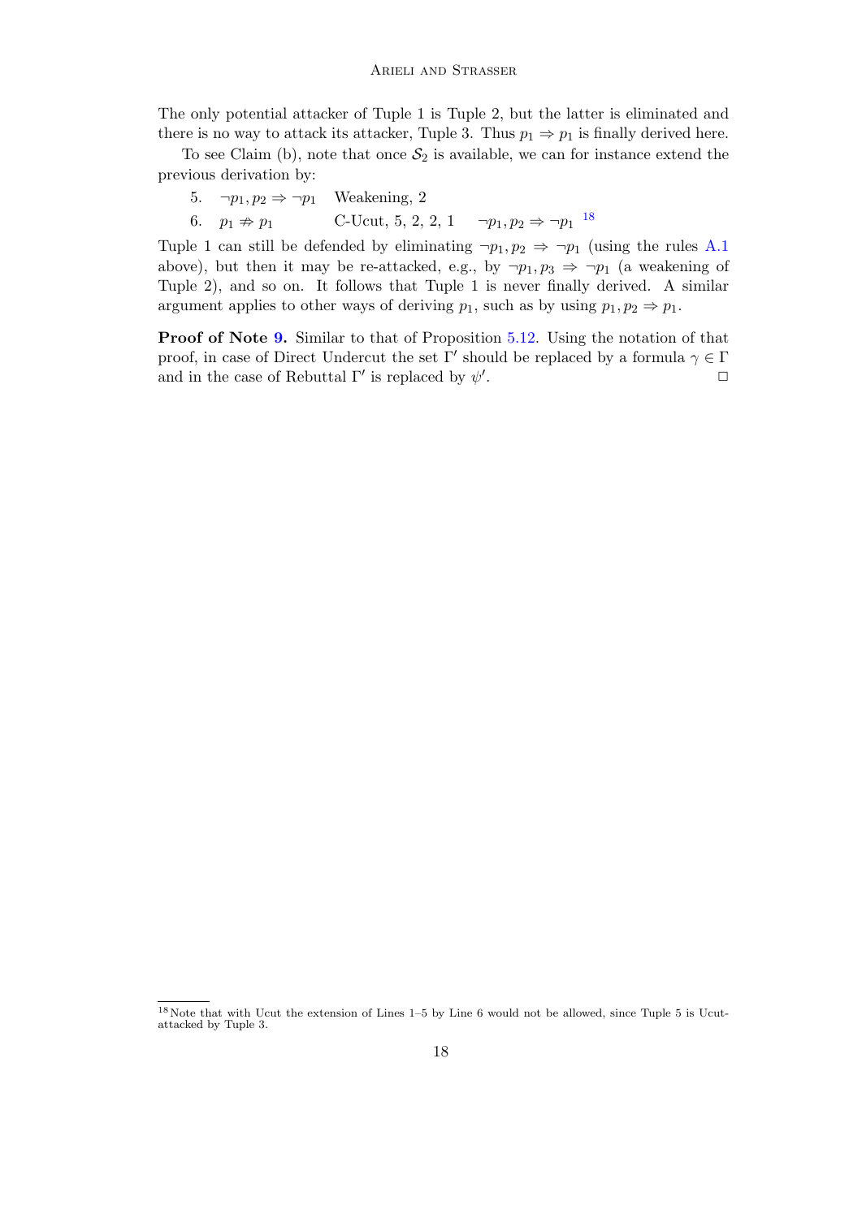The only potential attacker of Tuple 1 is Tuple 2, but the latter is eliminated and there is no way to attack its attacker, Tuple 3. Thus $p_1 \Rightarrow p_1$ is finally derived here.

To see Claim (b), note that once $\mathcal{S}_2$ is available, we can for instance extend the previous derivation by:

5. $\neg p_1, p_2 \Rightarrow \neg p_1$ Weakening, 2
6. $p_1 \not\Rightarrow p_1$ C-Ucut, 5, 2, 2, 1 $\neg p_1, p_2 \Rightarrow \neg p_1$ [18]

Tuple 1 can still be defended by eliminating $\neg p_1, p_2 \Rightarrow \neg p_1$ (using the rules A.1 above), but then it may be re-attacked, e.g., by $\neg p_1, p_3 \Rightarrow \neg p_1$ (a weakening of Tuple 2), and so on. It follows that Tuple 1 is never finally derived. A similar argument applies to other ways of deriving $p_1$, such as by using $p_1, p_2 \Rightarrow p_1$.

**Proof of Note 9.** Similar to that of Proposition 5.12. Using the notation of that proof, in case of Direct Undercut the set $\Gamma'$ should be replaced by a formula $\gamma \in \Gamma$ and in the case of Rebuttal $\Gamma'$ is replaced by $\psi'$. □

[18] Note that with Ucut the extension of Lines 1–5 by Line 6 would not be allowed, since Tuple 5 is Ucut-attacked by Tuple 3.